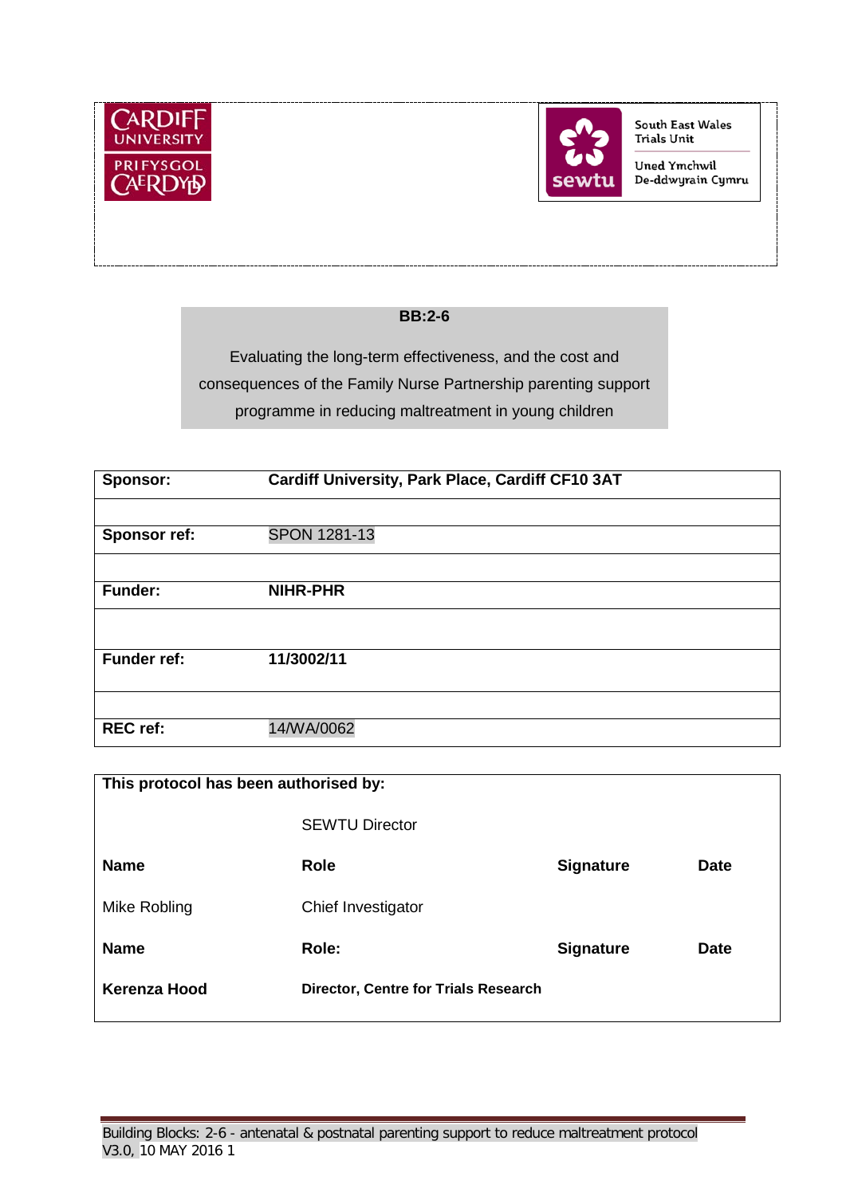CARDIFF UNIVERSITY PRIFYSGOL CAERDYDD

sewtu South East Wales Trials Unit Uned Ymchwil De-ddwyrain Cymru

**BB:2-6**

Evaluating the long-term effectiveness, and the cost and consequences of the Family Nurse Partnership parenting support programme in reducing maltreatment in young children

| | |
|---|---|
| **Sponsor:** | **Cardiff University, Park Place, Cardiff CF10 3AT** |
| | |
| **Sponsor ref:** | SPON 1281-13 |
| | |
| **Funder:** | **NIHR-PHR** |
| | |
| **Funder ref:** | **11/3002/11** |
| | |
| **REC ref:** | 14/WA/0062 |

| **This protocol has been authorised by:** | | | |
|---|---|---|---|
| | SEWTU Director | | |
| **Name** | **Role** | **Signature** | **Date** |
| Mike Robling | Chief Investigator | | |
| **Name** | **Role:** | **Signature** | **Date** |
| **Kerenza Hood** | **Director, Centre for Trials Research** | | |

Building Blocks: 2-6 - antenatal & postnatal parenting support to reduce maltreatment protocol V3.0, 10 MAY 2016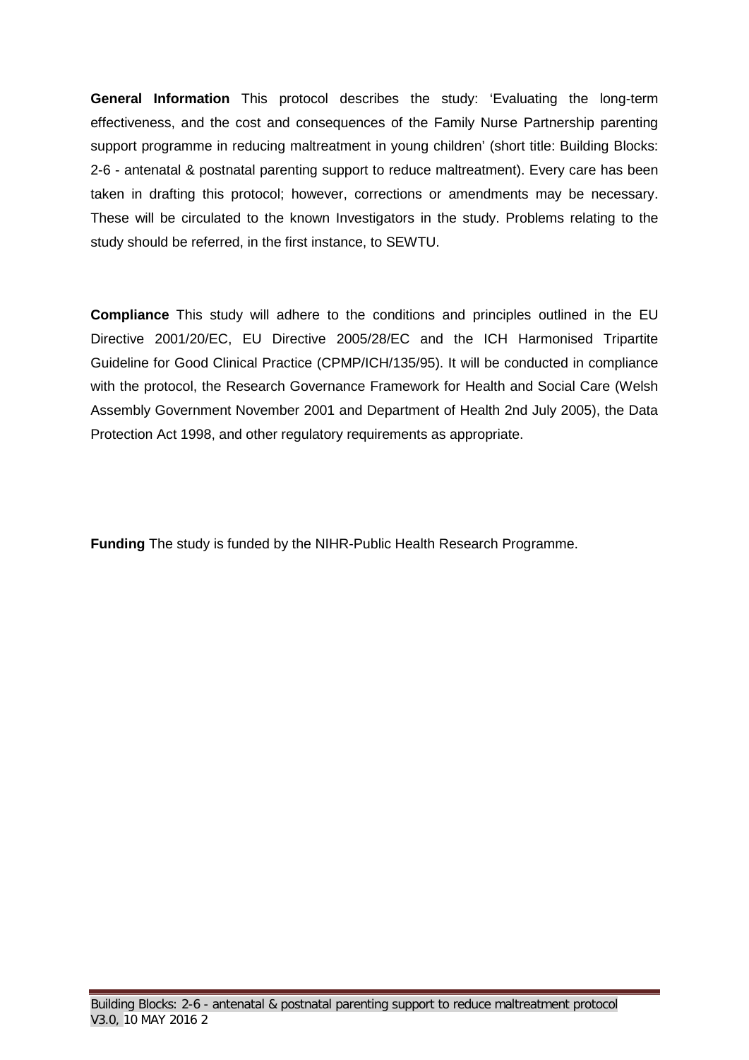**General Information** This protocol describes the study: 'Evaluating the long-term effectiveness, and the cost and consequences of the Family Nurse Partnership parenting support programme in reducing maltreatment in young children' (short title: Building Blocks: 2-6 - antenatal & postnatal parenting support to reduce maltreatment). Every care has been taken in drafting this protocol; however, corrections or amendments may be necessary. These will be circulated to the known Investigators in the study. Problems relating to the study should be referred, in the first instance, to SEWTU.

**Compliance** This study will adhere to the conditions and principles outlined in the EU Directive 2001/20/EC, EU Directive 2005/28/EC and the ICH Harmonised Tripartite Guideline for Good Clinical Practice (CPMP/ICH/135/95). It will be conducted in compliance with the protocol, the Research Governance Framework for Health and Social Care (Welsh Assembly Government November 2001 and Department of Health 2nd July 2005), the Data Protection Act 1998, and other regulatory requirements as appropriate.

**Funding** The study is funded by the NIHR-Public Health Research Programme.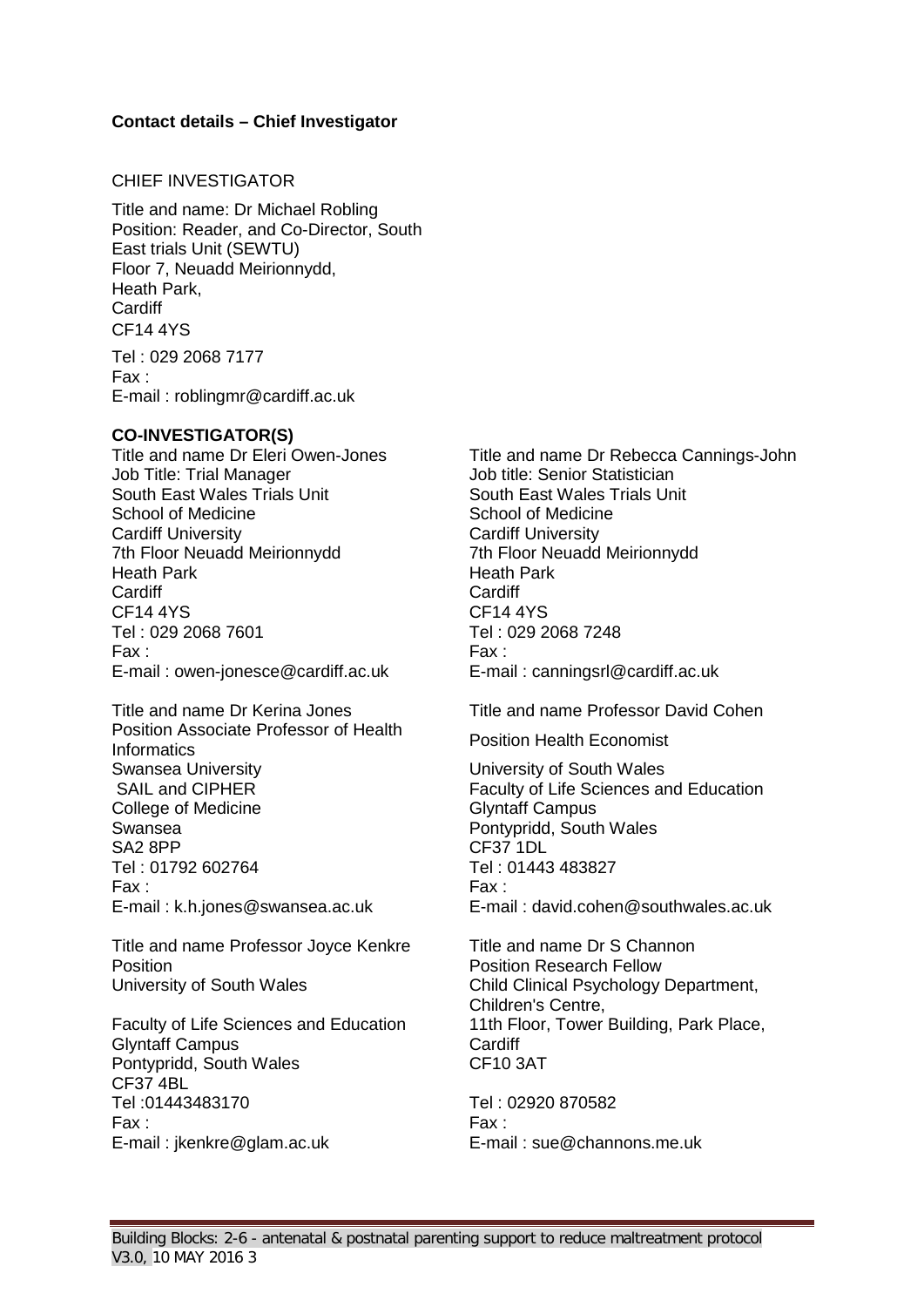**Contact details – Chief Investigator**

CHIEF INVESTIGATOR

Title and name: Dr Michael Robling
Position: Reader, and Co-Director, South East trials Unit (SEWTU)
Floor 7, Neuadd Meirionnydd,
Heath Park,
Cardiff
CF14 4YS

Tel : 029 2068 7177
Fax :
E-mail : roblingmr@cardiff.ac.uk

**CO-INVESTIGATOR(S)**

Title and name Dr Eleri Owen-Jones
Job Title: Trial Manager
South East Wales Trials Unit
School of Medicine
Cardiff University
7th Floor Neuadd Meirionnydd
Heath Park
Cardiff
CF14 4YS
Tel : 029 2068 7601
Fax :
E-mail : owen-jonesce@cardiff.ac.uk

Title and name Dr Rebecca Cannings-John
Job title: Senior Statistician
South East Wales Trials Unit
School of Medicine
Cardiff University
7th Floor Neuadd Meirionnydd
Heath Park
Cardiff
CF14 4YS
Tel : 029 2068 7248
Fax :
E-mail : canningsrl@cardiff.ac.uk

Title and name Dr Kerina Jones
Position Associate Professor of Health Informatics
Swansea University
SAIL and CIPHER
College of Medicine
Swansea
SA2 8PP
Tel : 01792 602764
Fax :
E-mail : k.h.jones@swansea.ac.uk

Title and name Professor David Cohen
Position Health Economist
University of South Wales
Faculty of Life Sciences and Education
Glyntaff Campus
Pontypridd, South Wales
CF37 1DL
Tel : 01443 483827
Fax :
E-mail : david.cohen@southwales.ac.uk

Title and name Professor Joyce Kenkre
Position
University of South Wales

Faculty of Life Sciences and Education
Glyntaff Campus
Pontypridd, South Wales
CF37 4BL
Tel :01443483170
Fax :
E-mail : jkenkre@glam.ac.uk

Title and name Dr S Channon
Position Research Fellow
Child Clinical Psychology Department,
Children's Centre,
11th Floor, Tower Building, Park Place,
Cardiff
CF10 3AT

Tel : 02920 870582
Fax :
E-mail : sue@channons.me.uk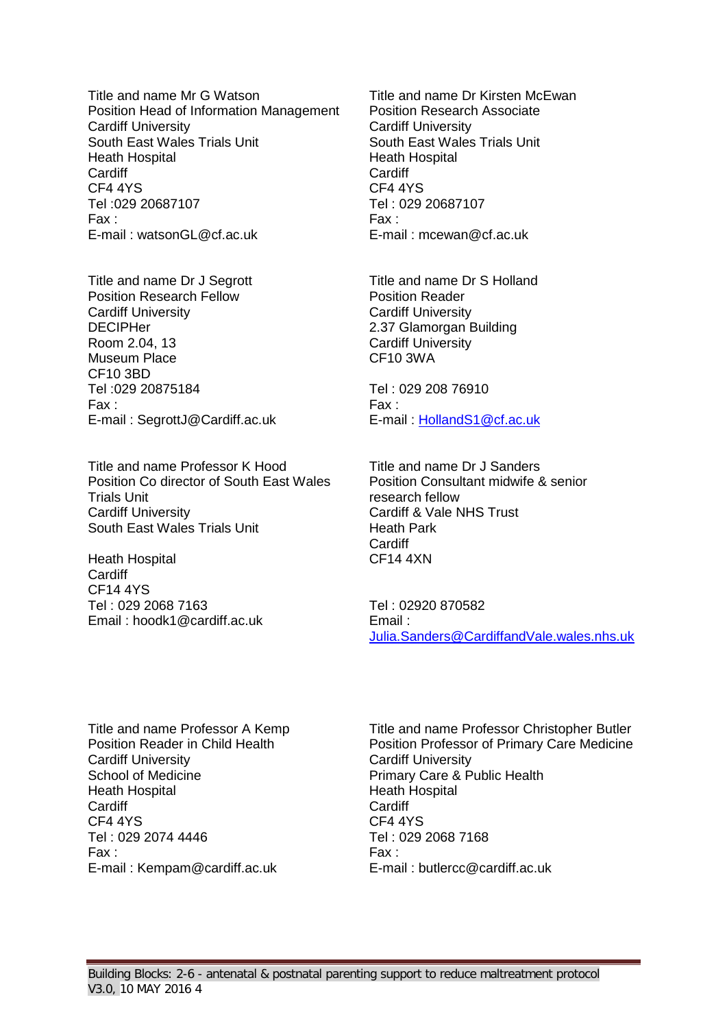Title and name Mr G Watson
Position Head of Information Management
Cardiff University
South East Wales Trials Unit
Heath Hospital
Cardiff
CF4 4YS
Tel :029 20687107
Fax :
E-mail : watsonGL@cf.ac.uk

Title and name Dr Kirsten McEwan
Position Research Associate
Cardiff University
South East Wales Trials Unit
Heath Hospital
Cardiff
CF4 4YS
Tel : 029 20687107
Fax :
E-mail : mcewan@cf.ac.uk

Title and name Dr J Segrott
Position Research Fellow
Cardiff University
DECIPHer
Room 2.04, 13
Museum Place
CF10 3BD
Tel :029 20875184
Fax :
E-mail : SegrottJ@Cardiff.ac.uk

Title and name Dr S Holland
Position Reader
Cardiff University
2.37 Glamorgan Building
Cardiff University
CF10 3WA

Tel : 029 208 76910
Fax :
E-mail : HollandS1@cf.ac.uk

Title and name Professor K Hood
Position Co director of South East Wales Trials Unit
Cardiff University
South East Wales Trials Unit

Heath Hospital
Cardiff
CF14 4YS
Tel : 029 2068 7163
Email : hoodk1@cardiff.ac.uk

Title and name Dr J Sanders
Position Consultant midwife & senior research fellow
Cardiff & Vale NHS Trust
Heath Park
Cardiff
CF14 4XN

Tel : 02920 870582
Email : Julia.Sanders@CardiffandVale.wales.nhs.uk

Title and name Professor A Kemp
Position Reader in Child Health
Cardiff University
School of Medicine
Heath Hospital
Cardiff
CF4 4YS
Tel : 029 2074 4446
Fax :
E-mail : Kempam@cardiff.ac.uk

Title and name Professor Christopher Butler
Position Professor of Primary Care Medicine
Cardiff University
Primary Care & Public Health
Heath Hospital
Cardiff
CF4 4YS
Tel : 029 2068 7168
Fax :
E-mail : butlercc@cardiff.ac.uk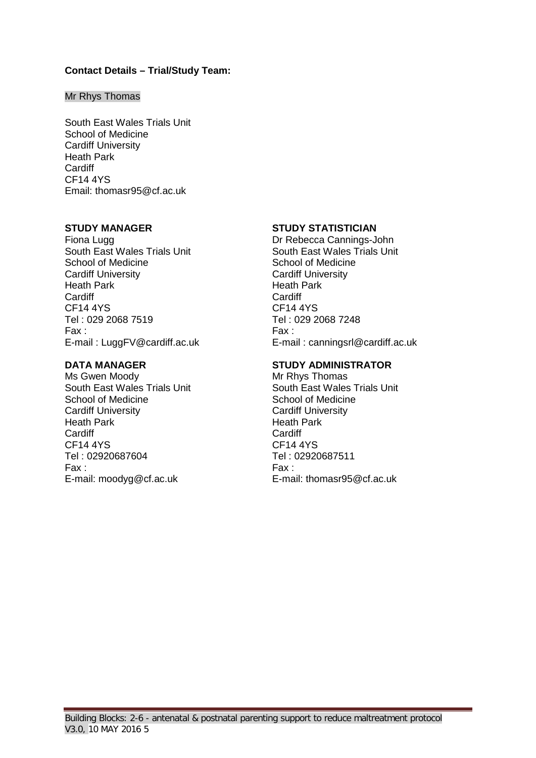**Contact Details – Trial/Study Team:**

Mr Rhys Thomas

South East Wales Trials Unit
School of Medicine
Cardiff University
Heath Park
Cardiff
CF14 4YS
Email: thomasr95@cf.ac.uk

**STUDY MANAGER**
Fiona Lugg
South East Wales Trials Unit
School of Medicine
Cardiff University
Heath Park
Cardiff
CF14 4YS
Tel : 029 2068 7519
Fax :
E-mail : LuggFV@cardiff.ac.uk

**STUDY STATISTICIAN**
Dr Rebecca Cannings-John
South East Wales Trials Unit
School of Medicine
Cardiff University
Heath Park
Cardiff
CF14 4YS
Tel : 029 2068 7248
Fax :
E-mail : canningsrl@cardiff.ac.uk

**DATA MANAGER**
Ms Gwen Moody
South East Wales Trials Unit
School of Medicine
Cardiff University
Heath Park
Cardiff
CF14 4YS
Tel : 02920687604
Fax :
E-mail: moodyg@cf.ac.uk

**STUDY ADMINISTRATOR**
Mr Rhys Thomas
South East Wales Trials Unit
School of Medicine
Cardiff University
Heath Park
Cardiff
CF14 4YS
Tel : 02920687511
Fax :
E-mail: thomasr95@cf.ac.uk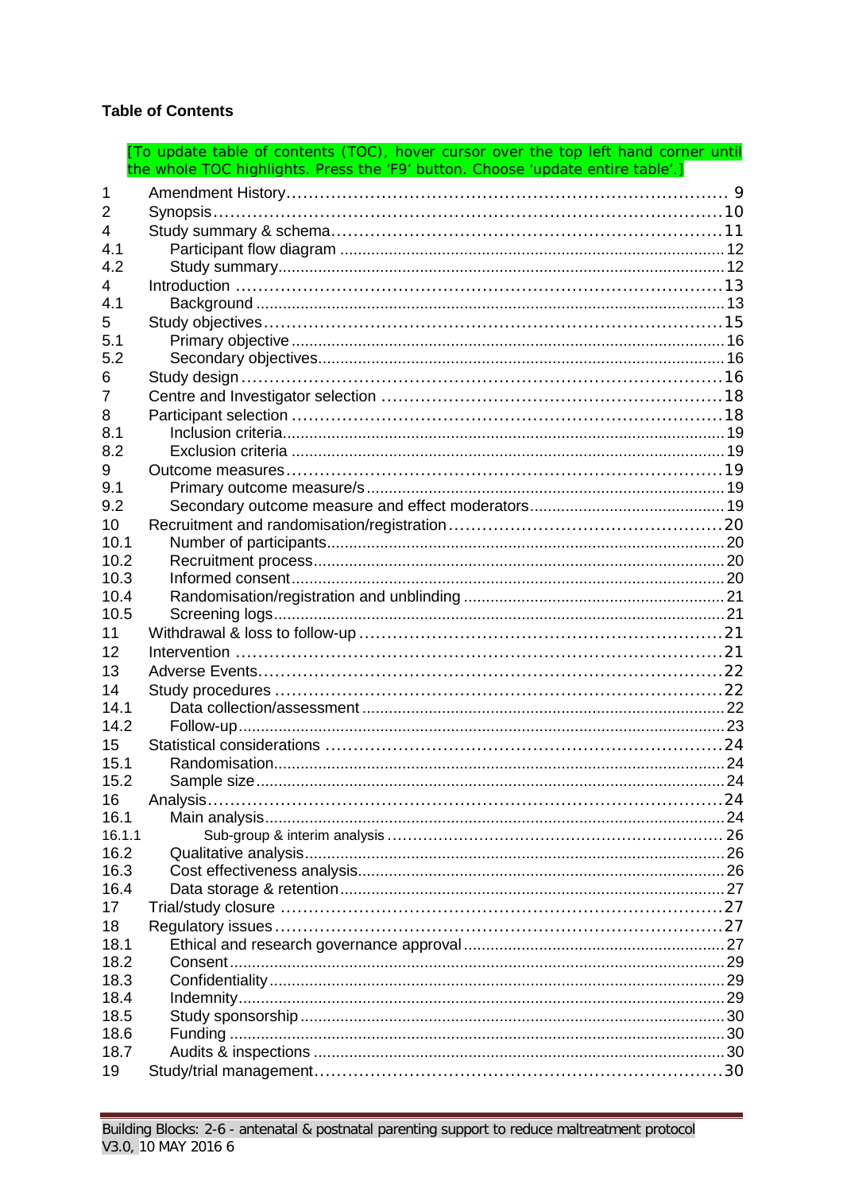**Table of Contents**

[To update table of contents (TOC), hover cursor over the top left hand corner until the whole TOC highlights. Press the 'F9' button. Choose 'update entire table'.]

| | | |
|---|---|---|
| 1 | Amendment History | 9 |
| 2 | Synopsis | 10 |
| 4 | Study summary & schema | 11 |
| 4.1 | Participant flow diagram | 12 |
| 4.2 | Study summary | 12 |
| 4 | Introduction | 13 |
| 4.1 | Background | 13 |
| 5 | Study objectives | 15 |
| 5.1 | Primary objective | 16 |
| 5.2 | Secondary objectives | 16 |
| 6 | Study design | 16 |
| 7 | Centre and Investigator selection | 18 |
| 8 | Participant selection | 18 |
| 8.1 | Inclusion criteria | 19 |
| 8.2 | Exclusion criteria | 19 |
| 9 | Outcome measures | 19 |
| 9.1 | Primary outcome measure/s | 19 |
| 9.2 | Secondary outcome measure and effect moderators | 19 |
| 10 | Recruitment and randomisation/registration | 20 |
| 10.1 | Number of participants | 20 |
| 10.2 | Recruitment process | 20 |
| 10.3 | Informed consent | 20 |
| 10.4 | Randomisation/registration and unblinding | 21 |
| 10.5 | Screening logs | 21 |
| 11 | Withdrawal & loss to follow-up | 21 |
| 12 | Intervention | 21 |
| 13 | Adverse Events | 22 |
| 14 | Study procedures | 22 |
| 14.1 | Data collection/assessment | 22 |
| 14.2 | Follow-up | 23 |
| 15 | Statistical considerations | 24 |
| 15.1 | Randomisation | 24 |
| 15.2 | Sample size | 24 |
| 16 | Analysis | 24 |
| 16.1 | Main analysis | 24 |
| 16.1.1 | Sub-group & interim analysis | 26 |
| 16.2 | Qualitative analysis | 26 |
| 16.3 | Cost effectiveness analysis | 26 |
| 16.4 | Data storage & retention | 27 |
| 17 | Trial/study closure | 27 |
| 18 | Regulatory issues | 27 |
| 18.1 | Ethical and research governance approval | 27 |
| 18.2 | Consent | 29 |
| 18.3 | Confidentiality | 29 |
| 18.4 | Indemnity | 29 |
| 18.5 | Study sponsorship | 30 |
| 18.6 | Funding | 30 |
| 18.7 | Audits & inspections | 30 |
| 19 | Study/trial management | 30 |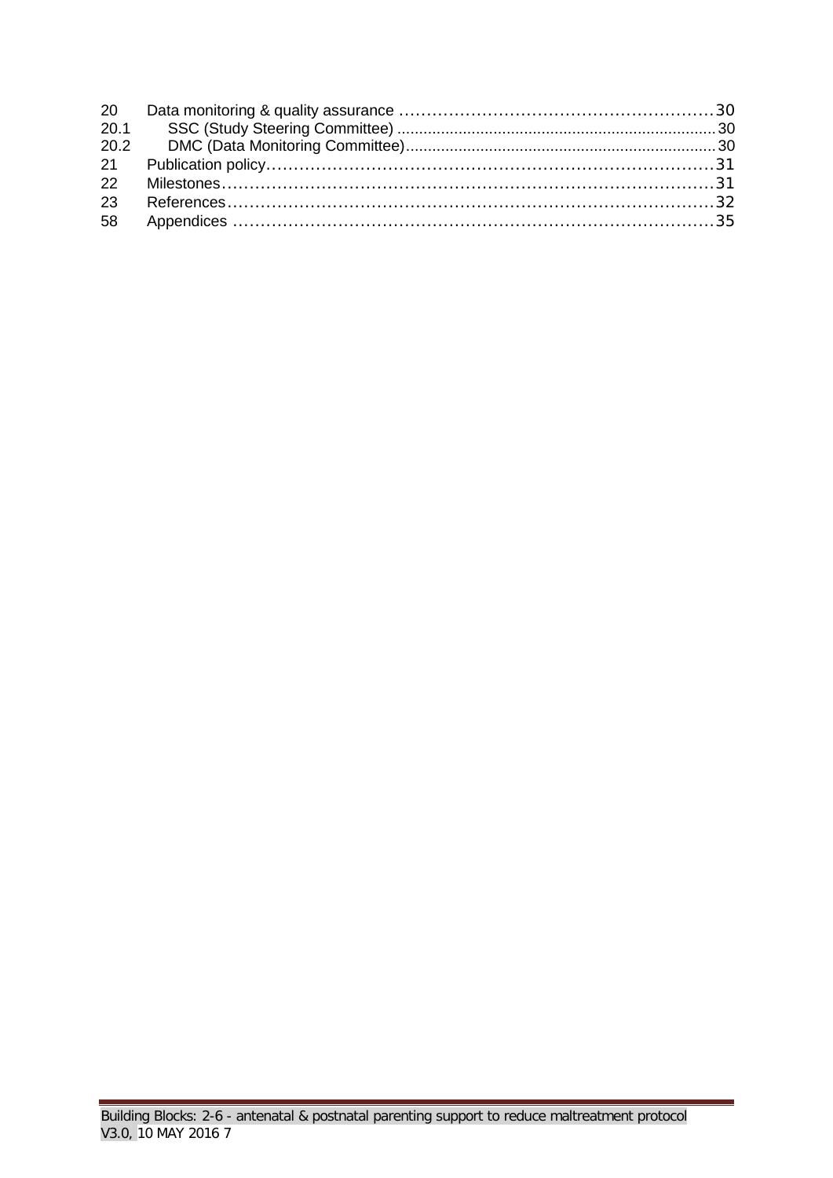| | | |
|---|---|---|
| 20 | Data monitoring & quality assurance | 30 |
| 20.1 | SSC (Study Steering Committee) | 30 |
| 20.2 | DMC (Data Monitoring Committee) | 30 |
| 21 | Publication policy | 31 |
| 22 | Milestones | 31 |
| 23 | References | 32 |
| 58 | Appendices | 35 |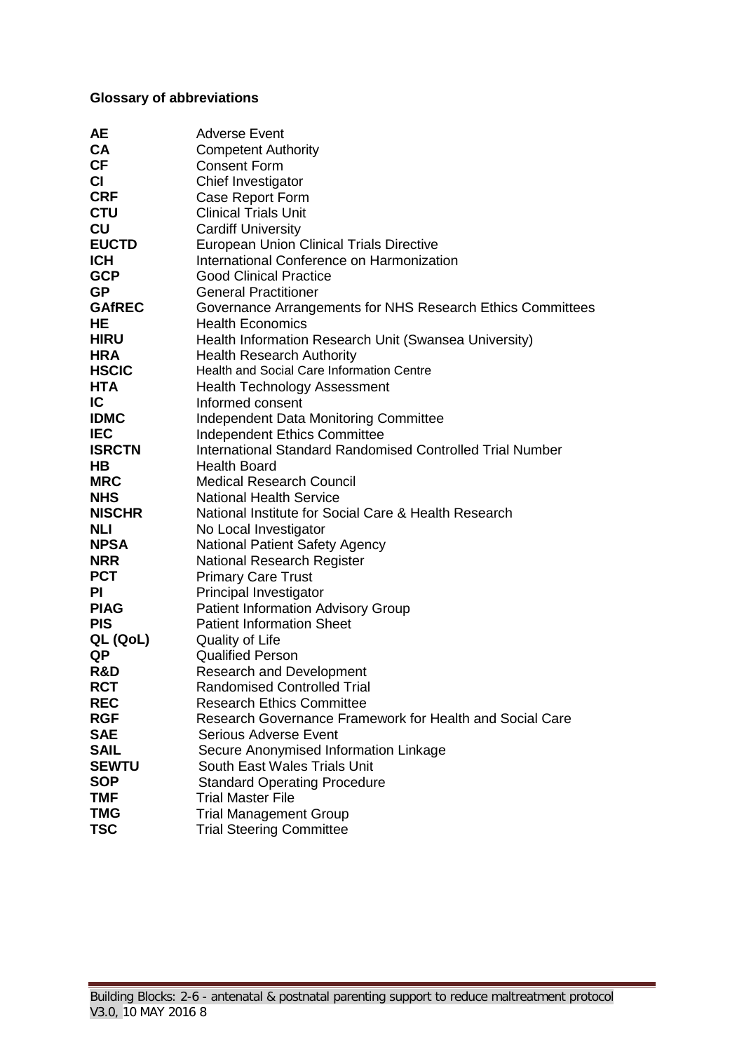**Glossary of abbreviations**

| | |
|---|---|
| **AE** | Adverse Event |
| **CA** | Competent Authority |
| **CF** | Consent Form |
| **CI** | Chief Investigator |
| **CRF** | Case Report Form |
| **CTU** | Clinical Trials Unit |
| **CU** | Cardiff University |
| **EUCTD** | European Union Clinical Trials Directive |
| **ICH** | International Conference on Harmonization |
| **GCP** | Good Clinical Practice |
| **GP** | General Practitioner |
| **GAfREC** | Governance Arrangements for NHS Research Ethics Committees |
| **HE** | Health Economics |
| **HIRU** | Health Information Research Unit (Swansea University) |
| **HRA** | Health Research Authority |
| **HSCIC** | Health and Social Care Information Centre |
| **HTA** | Health Technology Assessment |
| **IC** | Informed consent |
| **IDMC** | Independent Data Monitoring Committee |
| **IEC** | Independent Ethics Committee |
| **ISRCTN** | International Standard Randomised Controlled Trial Number |
| **HB** | Health Board |
| **MRC** | Medical Research Council |
| **NHS** | National Health Service |
| **NISCHR** | National Institute for Social Care & Health Research |
| **NLI** | No Local Investigator |
| **NPSA** | National Patient Safety Agency |
| **NRR** | National Research Register |
| **PCT** | Primary Care Trust |
| **PI** | Principal Investigator |
| **PIAG** | Patient Information Advisory Group |
| **PIS** | Patient Information Sheet |
| **QL (QoL)** | Quality of Life |
| **QP** | Qualified Person |
| **R&D** | Research and Development |
| **RCT** | Randomised Controlled Trial |
| **REC** | Research Ethics Committee |
| **RGF** | Research Governance Framework for Health and Social Care |
| **SAE** | Serious Adverse Event |
| **SAIL** | Secure Anonymised Information Linkage |
| **SEWTU** | South East Wales Trials Unit |
| **SOP** | Standard Operating Procedure |
| **TMF** | Trial Master File |
| **TMG** | Trial Management Group |
| **TSC** | Trial Steering Committee |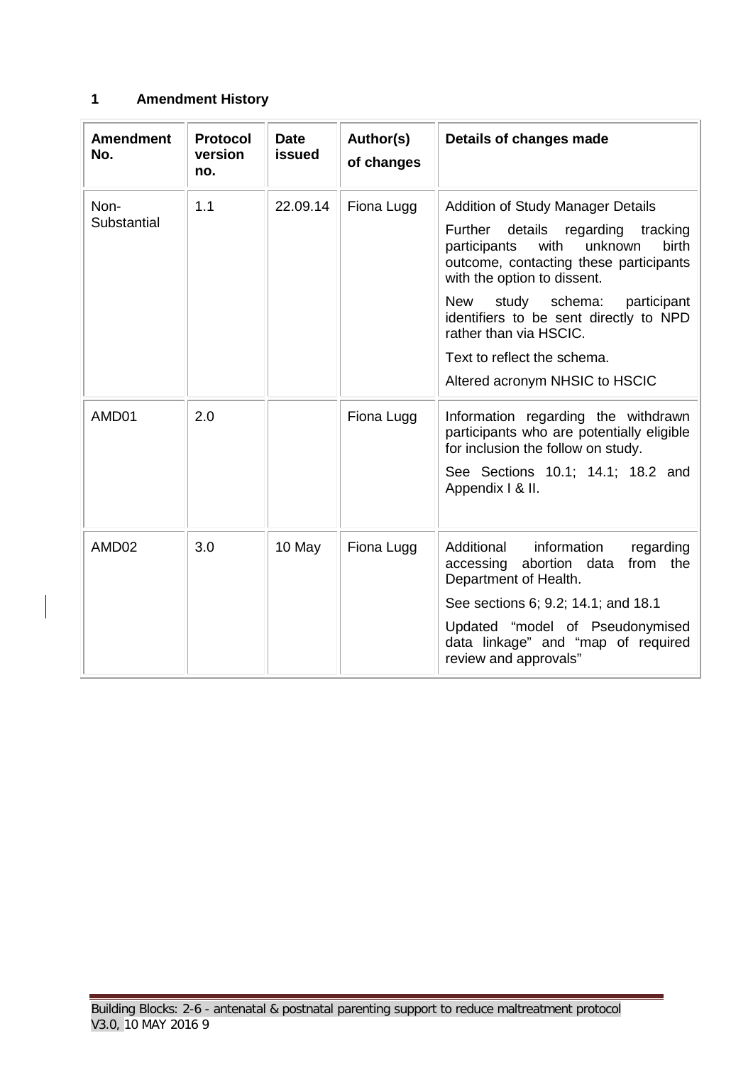## 1 Amendment History

| Amendment No. | Protocol version no. | Date issued | Author(s) of changes | Details of changes made |
|---|---|---|---|---|
| Non-Substantial | 1.1 | 22.09.14 | Fiona Lugg | Addition of Study Manager Details<br><br>Further details regarding tracking participants with unknown birth outcome, contacting these participants with the option to dissent.<br><br>New study schema: participant identifiers to be sent directly to NPD rather than via HSCIC.<br><br>Text to reflect the schema.<br><br>Altered acronym NHSIC to HSCIC |
| AMD01 | 2.0 | | Fiona Lugg | Information regarding the withdrawn participants who are potentially eligible for inclusion the follow on study.<br><br>See Sections 10.1; 14.1; 18.2 and Appendix I & II. |
| AMD02 | 3.0 | 10 May | Fiona Lugg | Additional information regarding accessing abortion data from the Department of Health.<br><br>See sections 6; 9.2; 14.1; and 18.1<br><br>Updated "model of Pseudonymised data linkage" and "map of required review and approvals" |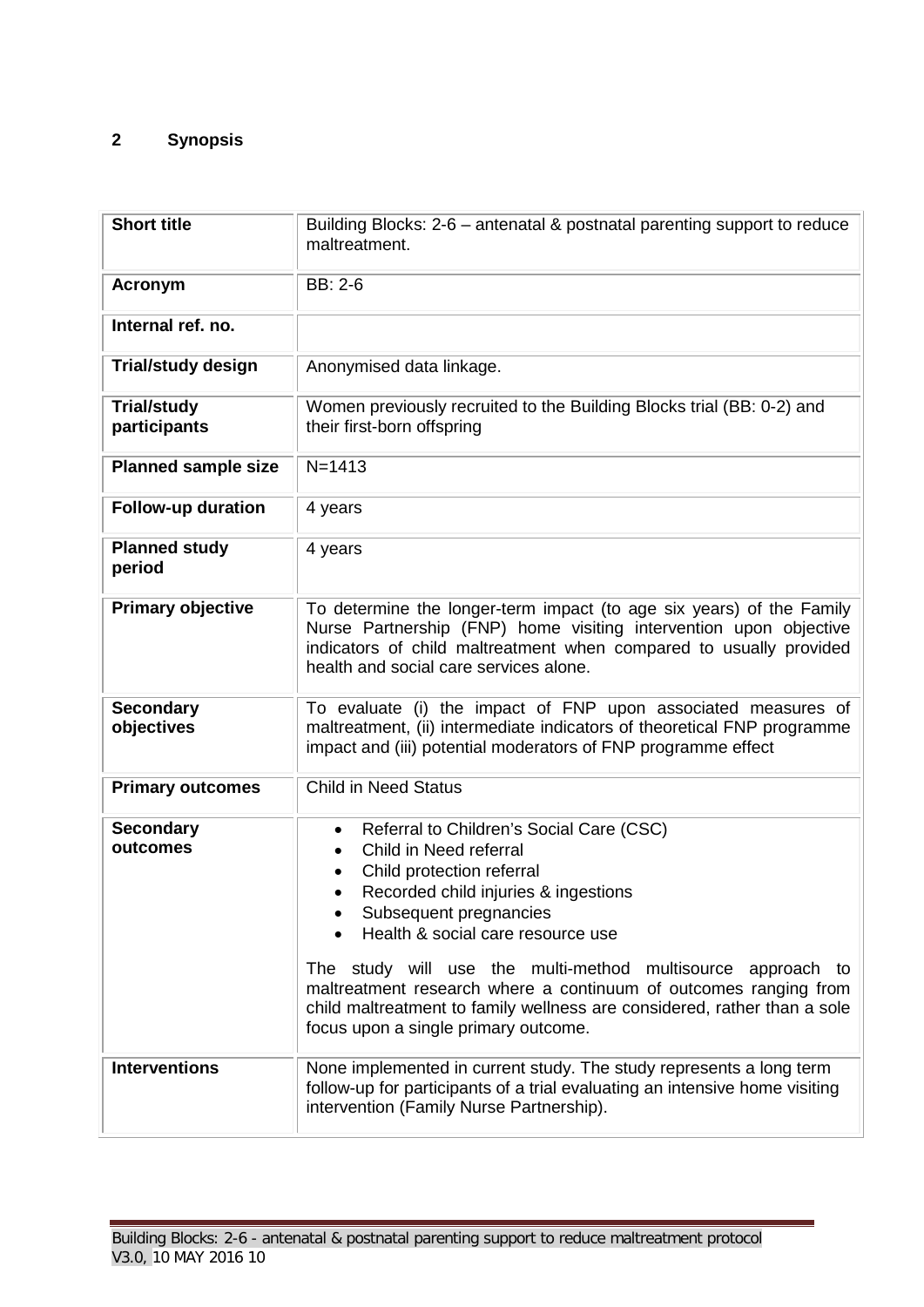## 2 Synopsis

| Short title | Building Blocks: 2-6 – antenatal & postnatal parenting support to reduce maltreatment. |
|---|---|
| Acronym | BB: 2-6 |
| Internal ref. no. | |
| Trial/study design | Anonymised data linkage. |
| Trial/study participants | Women previously recruited to the Building Blocks trial (BB: 0-2) and their first-born offspring |
| Planned sample size | N=1413 |
| Follow-up duration | 4 years |
| Planned study period | 4 years |
| Primary objective | To determine the longer-term impact (to age six years) of the Family Nurse Partnership (FNP) home visiting intervention upon objective indicators of child maltreatment when compared to usually provided health and social care services alone. |
| Secondary objectives | To evaluate (i) the impact of FNP upon associated measures of maltreatment, (ii) intermediate indicators of theoretical FNP programme impact and (iii) potential moderators of FNP programme effect |
| Primary outcomes | Child in Need Status |
| Secondary outcomes | • Referral to Children's Social Care (CSC)<br>• Child in Need referral<br>• Child protection referral<br>• Recorded child injuries & ingestions<br>• Subsequent pregnancies<br>• Health & social care resource use<br><br>The study will use the multi-method multisource approach to maltreatment research where a continuum of outcomes ranging from child maltreatment to family wellness are considered, rather than a sole focus upon a single primary outcome. |
| Interventions | None implemented in current study. The study represents a long term follow-up for participants of a trial evaluating an intensive home visiting intervention (Family Nurse Partnership). |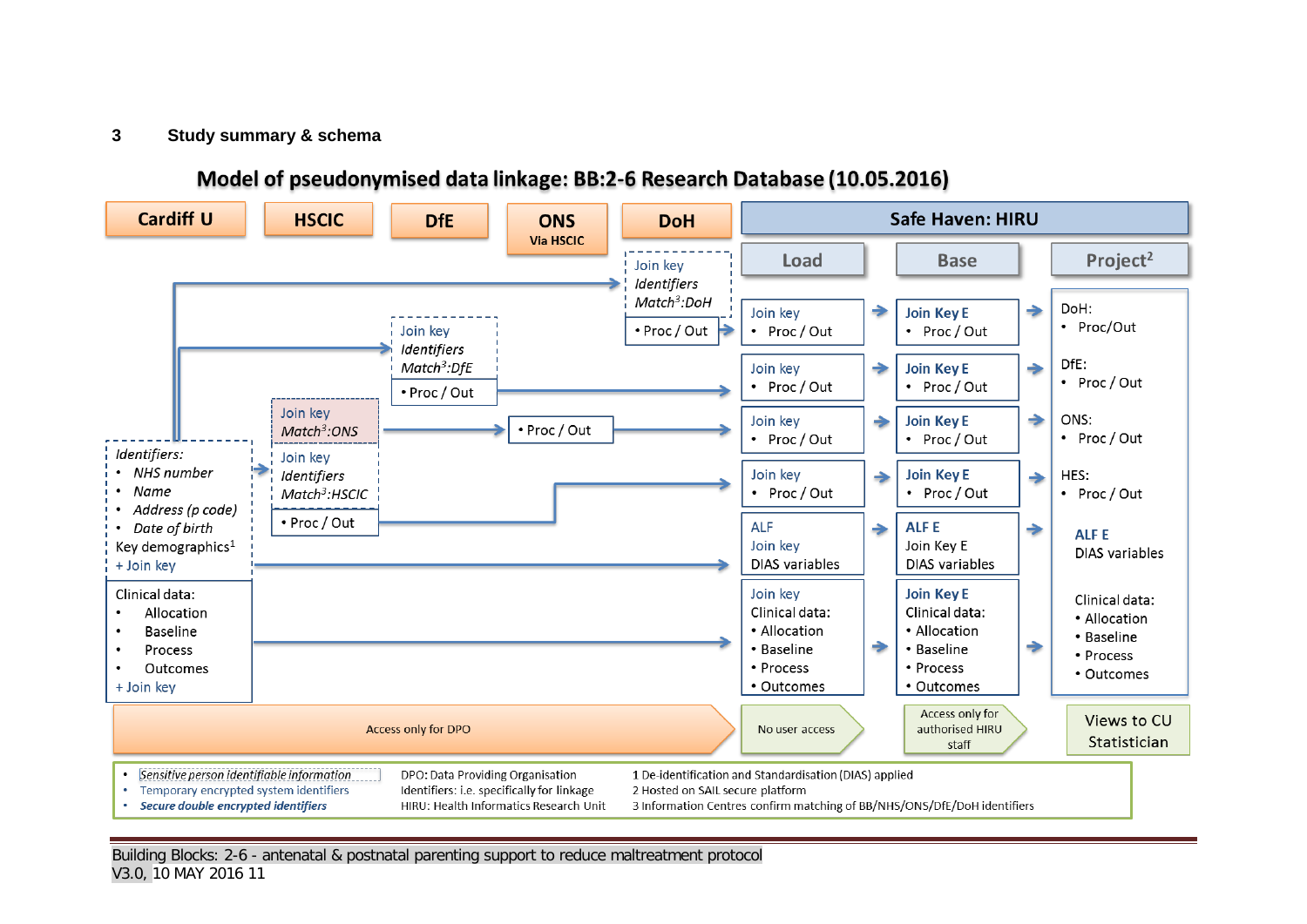## 3 Study summary & schema

**Model of pseudonymised data linkage: BB:2-6 Research Database (10.05.2016)**

Cardiff U | HSCIC | DfE | ONS Via HSCIC | DoH | Safe Haven: HIRU

Load | Base | Project[2]

*Identifiers:*
- *NHS number*
- *Name*
- *Address (p code)*
- *Date of birth*

Key demographics[1]
+ Join key

Clinical data:
- Allocation
- Baseline
- Process
- Outcomes

+ Join key

Join key
*Match[3]:ONS*

Join key
*Identifiers*
*Match[3]:HSCIC*
- Proc / Out

Join key
*Identifiers*
*Match[3]:DfE*
- Proc / Out

- Proc / Out

Join key
*Identifiers*
*Match[3]:DoH*
- Proc / Out

Load:
- Join key
  - Proc / Out
- Join key
  - Proc / Out
- Join key
  - Proc / Out
- Join key
  - Proc / Out
- ALF
  Join key
  DIAS variables
- Join key
  Clinical data:
  - Allocation
  - Baseline
  - Process
  - Outcomes

Base:
- Join Key E
  - Proc / Out
- Join Key E
  - Proc / Out
- Join Key E
  - Proc / Out
- Join Key E
  - Proc / Out
- ALF E
  Join Key E
  DIAS variables
- Join Key E
  Clinical data:
  - Allocation
  - Baseline
  - Process
  - Outcomes

Project[2]:
- DoH:
  - Proc/Out
- DfE:
  - Proc / Out
- ONS:
  - Proc / Out
- HES:
  - Proc / Out
- ALF E
  DIAS variables
- Clinical data:
  - Allocation
  - Baseline
  - Process
  - Outcomes

Access only for DPO | No user access | Access only for authorised HIRU staff | Views to CU Statistician

- *Sensitive person identifiable information*
- Temporary encrypted system identifiers
- ***Secure double encrypted identifiers***

DPO: Data Providing Organisation
Identifiers: i.e. specifically for linkage
HIRU: Health Informatics Research Unit

1 De-identification and Standardisation (DIAS) applied
2 Hosted on SAIL secure platform
3 Information Centres confirm matching of BB/NHS/ONS/DfE/DoH identifiers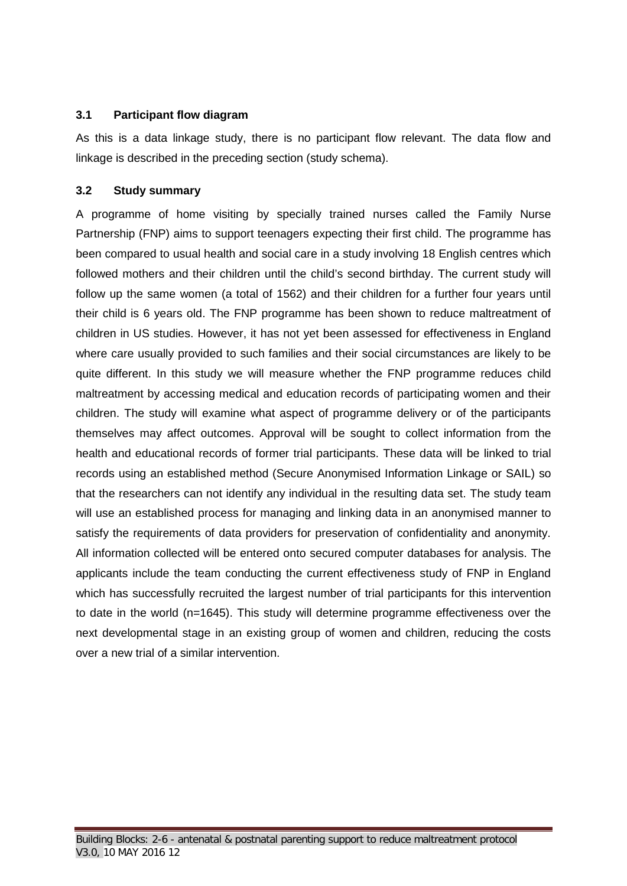### 3.1 Participant flow diagram

As this is a data linkage study, there is no participant flow relevant. The data flow and linkage is described in the preceding section (study schema).

### 3.2 Study summary

A programme of home visiting by specially trained nurses called the Family Nurse Partnership (FNP) aims to support teenagers expecting their first child. The programme has been compared to usual health and social care in a study involving 18 English centres which followed mothers and their children until the child's second birthday. The current study will follow up the same women (a total of 1562) and their children for a further four years until their child is 6 years old. The FNP programme has been shown to reduce maltreatment of children in US studies. However, it has not yet been assessed for effectiveness in England where care usually provided to such families and their social circumstances are likely to be quite different. In this study we will measure whether the FNP programme reduces child maltreatment by accessing medical and education records of participating women and their children. The study will examine what aspect of programme delivery or of the participants themselves may affect outcomes. Approval will be sought to collect information from the health and educational records of former trial participants. These data will be linked to trial records using an established method (Secure Anonymised Information Linkage or SAIL) so that the researchers can not identify any individual in the resulting data set. The study team will use an established process for managing and linking data in an anonymised manner to satisfy the requirements of data providers for preservation of confidentiality and anonymity. All information collected will be entered onto secured computer databases for analysis. The applicants include the team conducting the current effectiveness study of FNP in England which has successfully recruited the largest number of trial participants for this intervention to date in the world (n=1645). This study will determine programme effectiveness over the next developmental stage in an existing group of women and children, reducing the costs over a new trial of a similar intervention.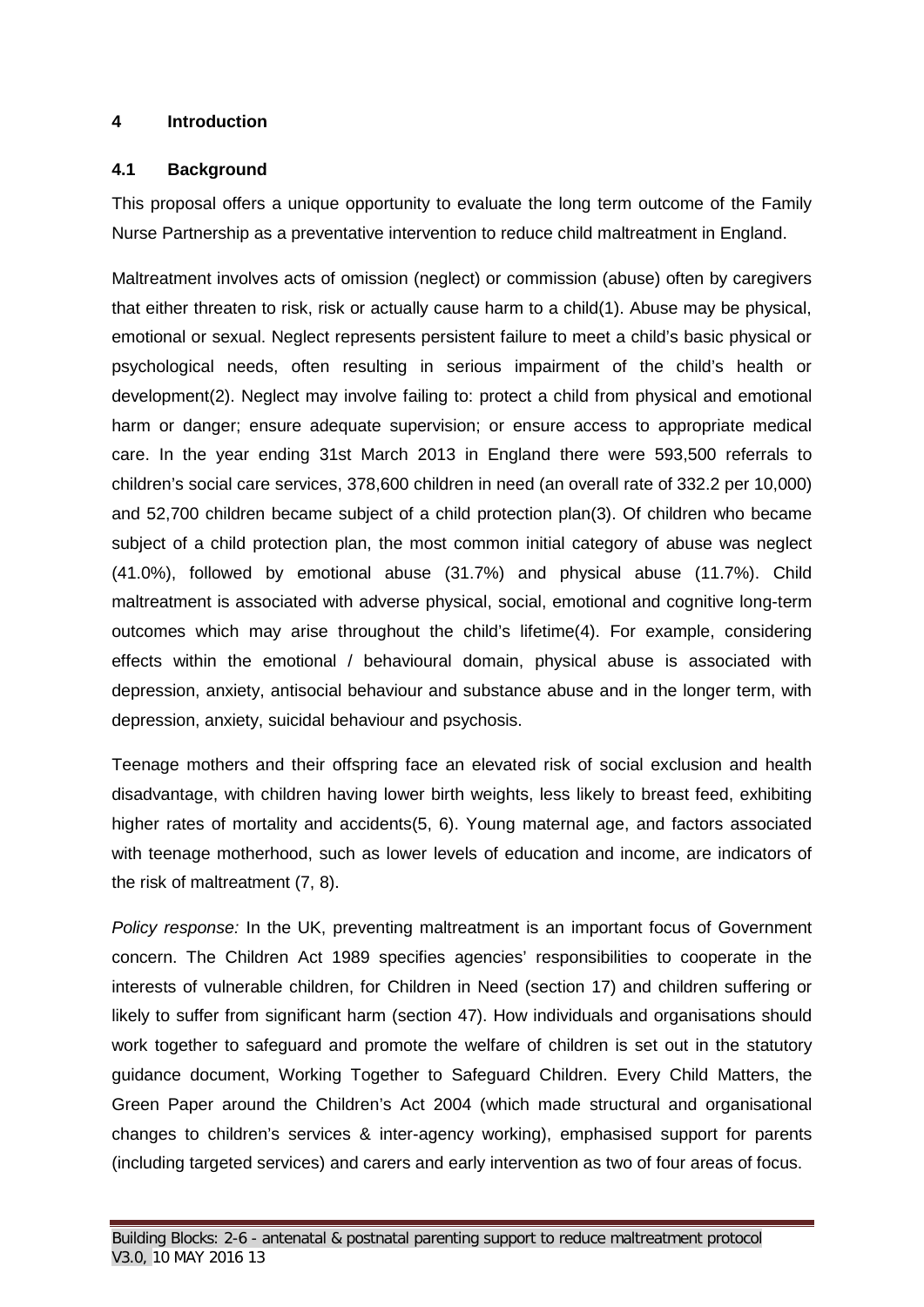## 4 Introduction

### 4.1 Background

This proposal offers a unique opportunity to evaluate the long term outcome of the Family Nurse Partnership as a preventative intervention to reduce child maltreatment in England.

Maltreatment involves acts of omission (neglect) or commission (abuse) often by caregivers that either threaten to risk, risk or actually cause harm to a child(1). Abuse may be physical, emotional or sexual. Neglect represents persistent failure to meet a child's basic physical or psychological needs, often resulting in serious impairment of the child's health or development(2). Neglect may involve failing to: protect a child from physical and emotional harm or danger; ensure adequate supervision; or ensure access to appropriate medical care. In the year ending 31st March 2013 in England there were 593,500 referrals to children's social care services, 378,600 children in need (an overall rate of 332.2 per 10,000) and 52,700 children became subject of a child protection plan(3). Of children who became subject of a child protection plan, the most common initial category of abuse was neglect (41.0%), followed by emotional abuse (31.7%) and physical abuse (11.7%). Child maltreatment is associated with adverse physical, social, emotional and cognitive long-term outcomes which may arise throughout the child's lifetime(4). For example, considering effects within the emotional / behavioural domain, physical abuse is associated with depression, anxiety, antisocial behaviour and substance abuse and in the longer term, with depression, anxiety, suicidal behaviour and psychosis.

Teenage mothers and their offspring face an elevated risk of social exclusion and health disadvantage, with children having lower birth weights, less likely to breast feed, exhibiting higher rates of mortality and accidents(5, 6). Young maternal age, and factors associated with teenage motherhood, such as lower levels of education and income, are indicators of the risk of maltreatment (7, 8).

*Policy response:* In the UK, preventing maltreatment is an important focus of Government concern. The Children Act 1989 specifies agencies' responsibilities to cooperate in the interests of vulnerable children, for Children in Need (section 17) and children suffering or likely to suffer from significant harm (section 47). How individuals and organisations should work together to safeguard and promote the welfare of children is set out in the statutory guidance document, Working Together to Safeguard Children. Every Child Matters, the Green Paper around the Children's Act 2004 (which made structural and organisational changes to children's services & inter-agency working), emphasised support for parents (including targeted services) and carers and early intervention as two of four areas of focus.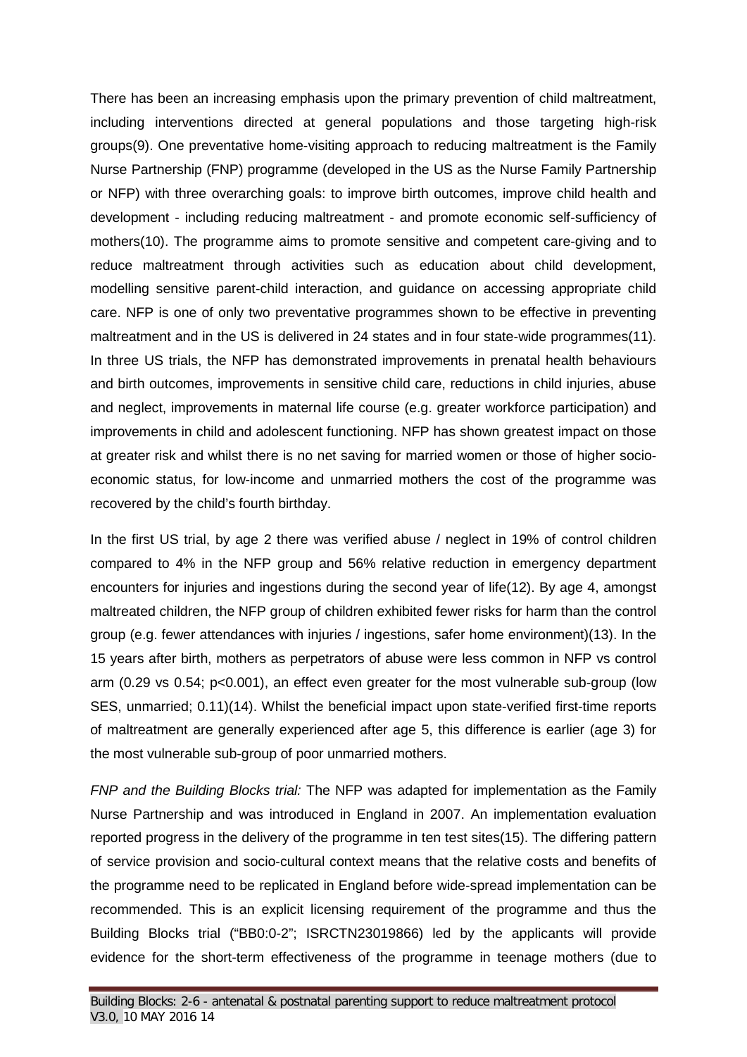There has been an increasing emphasis upon the primary prevention of child maltreatment, including interventions directed at general populations and those targeting high-risk groups(9). One preventative home-visiting approach to reducing maltreatment is the Family Nurse Partnership (FNP) programme (developed in the US as the Nurse Family Partnership or NFP) with three overarching goals: to improve birth outcomes, improve child health and development - including reducing maltreatment - and promote economic self-sufficiency of mothers(10). The programme aims to promote sensitive and competent care-giving and to reduce maltreatment through activities such as education about child development, modelling sensitive parent-child interaction, and guidance on accessing appropriate child care. NFP is one of only two preventative programmes shown to be effective in preventing maltreatment and in the US is delivered in 24 states and in four state-wide programmes(11). In three US trials, the NFP has demonstrated improvements in prenatal health behaviours and birth outcomes, improvements in sensitive child care, reductions in child injuries, abuse and neglect, improvements in maternal life course (e.g. greater workforce participation) and improvements in child and adolescent functioning. NFP has shown greatest impact on those at greater risk and whilst there is no net saving for married women or those of higher socio-economic status, for low-income and unmarried mothers the cost of the programme was recovered by the child's fourth birthday.

In the first US trial, by age 2 there was verified abuse / neglect in 19% of control children compared to 4% in the NFP group and 56% relative reduction in emergency department encounters for injuries and ingestions during the second year of life(12). By age 4, amongst maltreated children, the NFP group of children exhibited fewer risks for harm than the control group (e.g. fewer attendances with injuries / ingestions, safer home environment)(13). In the 15 years after birth, mothers as perpetrators of abuse were less common in NFP vs control arm (0.29 vs 0.54; $p<0.001$), an effect even greater for the most vulnerable sub-group (low SES, unmarried; 0.11)(14). Whilst the beneficial impact upon state-verified first-time reports of maltreatment are generally experienced after age 5, this difference is earlier (age 3) for the most vulnerable sub-group of poor unmarried mothers.

*FNP and the Building Blocks trial:* The NFP was adapted for implementation as the Family Nurse Partnership and was introduced in England in 2007. An implementation evaluation reported progress in the delivery of the programme in ten test sites(15). The differing pattern of service provision and socio-cultural context means that the relative costs and benefits of the programme need to be replicated in England before wide-spread implementation can be recommended. This is an explicit licensing requirement of the programme and thus the Building Blocks trial ("BB0:0-2"; ISRCTN23019866) led by the applicants will provide evidence for the short-term effectiveness of the programme in teenage mothers (due to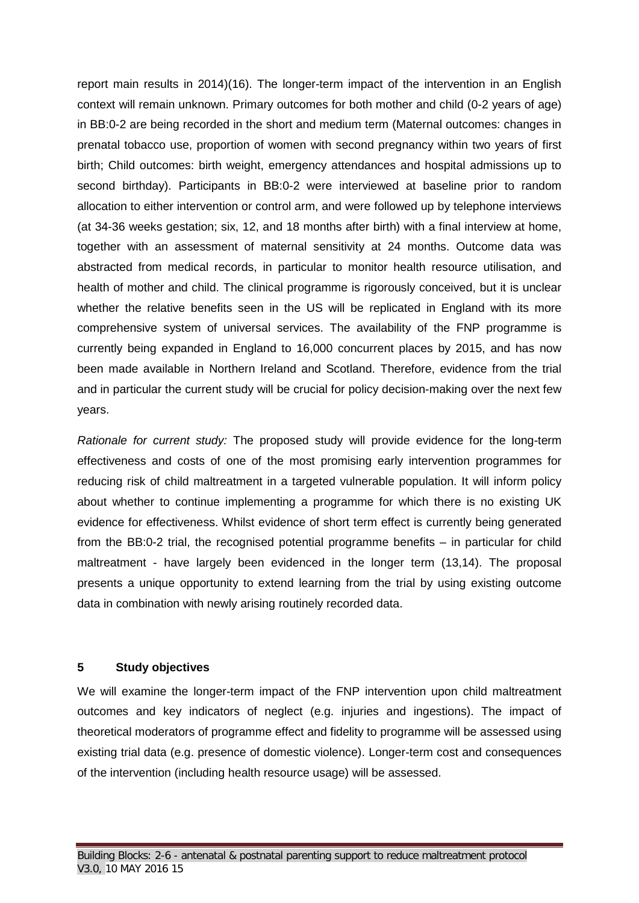report main results in 2014)(16). The longer-term impact of the intervention in an English context will remain unknown. Primary outcomes for both mother and child (0-2 years of age) in BB:0-2 are being recorded in the short and medium term (Maternal outcomes: changes in prenatal tobacco use, proportion of women with second pregnancy within two years of first birth; Child outcomes: birth weight, emergency attendances and hospital admissions up to second birthday). Participants in BB:0-2 were interviewed at baseline prior to random allocation to either intervention or control arm, and were followed up by telephone interviews (at 34-36 weeks gestation; six, 12, and 18 months after birth) with a final interview at home, together with an assessment of maternal sensitivity at 24 months. Outcome data was abstracted from medical records, in particular to monitor health resource utilisation, and health of mother and child. The clinical programme is rigorously conceived, but it is unclear whether the relative benefits seen in the US will be replicated in England with its more comprehensive system of universal services. The availability of the FNP programme is currently being expanded in England to 16,000 concurrent places by 2015, and has now been made available in Northern Ireland and Scotland. Therefore, evidence from the trial and in particular the current study will be crucial for policy decision-making over the next few years.

*Rationale for current study:* The proposed study will provide evidence for the long-term effectiveness and costs of one of the most promising early intervention programmes for reducing risk of child maltreatment in a targeted vulnerable population. It will inform policy about whether to continue implementing a programme for which there is no existing UK evidence for effectiveness. Whilst evidence of short term effect is currently being generated from the BB:0-2 trial, the recognised potential programme benefits – in particular for child maltreatment - have largely been evidenced in the longer term (13,14). The proposal presents a unique opportunity to extend learning from the trial by using existing outcome data in combination with newly arising routinely recorded data.

## 5 Study objectives

We will examine the longer-term impact of the FNP intervention upon child maltreatment outcomes and key indicators of neglect (e.g. injuries and ingestions). The impact of theoretical moderators of programme effect and fidelity to programme will be assessed using existing trial data (e.g. presence of domestic violence). Longer-term cost and consequences of the intervention (including health resource usage) will be assessed.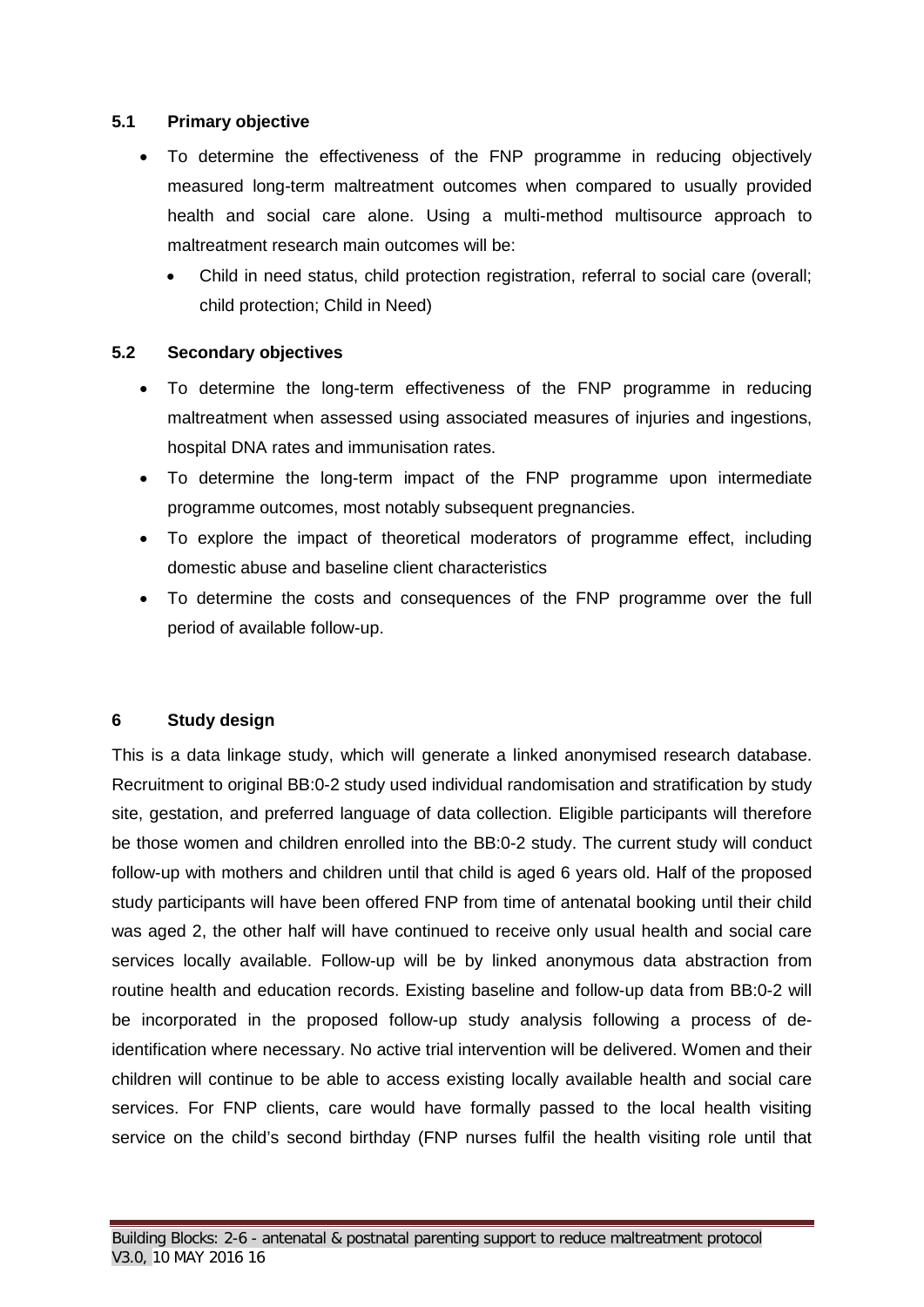### 5.1 Primary objective

- To determine the effectiveness of the FNP programme in reducing objectively measured long-term maltreatment outcomes when compared to usually provided health and social care alone. Using a multi-method multisource approach to maltreatment research main outcomes will be:
  - Child in need status, child protection registration, referral to social care (overall; child protection; Child in Need)

### 5.2 Secondary objectives

- To determine the long-term effectiveness of the FNP programme in reducing maltreatment when assessed using associated measures of injuries and ingestions, hospital DNA rates and immunisation rates.
- To determine the long-term impact of the FNP programme upon intermediate programme outcomes, most notably subsequent pregnancies.
- To explore the impact of theoretical moderators of programme effect, including domestic abuse and baseline client characteristics
- To determine the costs and consequences of the FNP programme over the full period of available follow-up.

## 6 Study design

This is a data linkage study, which will generate a linked anonymised research database. Recruitment to original BB:0-2 study used individual randomisation and stratification by study site, gestation, and preferred language of data collection. Eligible participants will therefore be those women and children enrolled into the BB:0-2 study. The current study will conduct follow-up with mothers and children until that child is aged 6 years old. Half of the proposed study participants will have been offered FNP from time of antenatal booking until their child was aged 2, the other half will have continued to receive only usual health and social care services locally available. Follow-up will be by linked anonymous data abstraction from routine health and education records. Existing baseline and follow-up data from BB:0-2 will be incorporated in the proposed follow-up study analysis following a process of de-identification where necessary. No active trial intervention will be delivered. Women and their children will continue to be able to access existing locally available health and social care services. For FNP clients, care would have formally passed to the local health visiting service on the child's second birthday (FNP nurses fulfil the health visiting role until that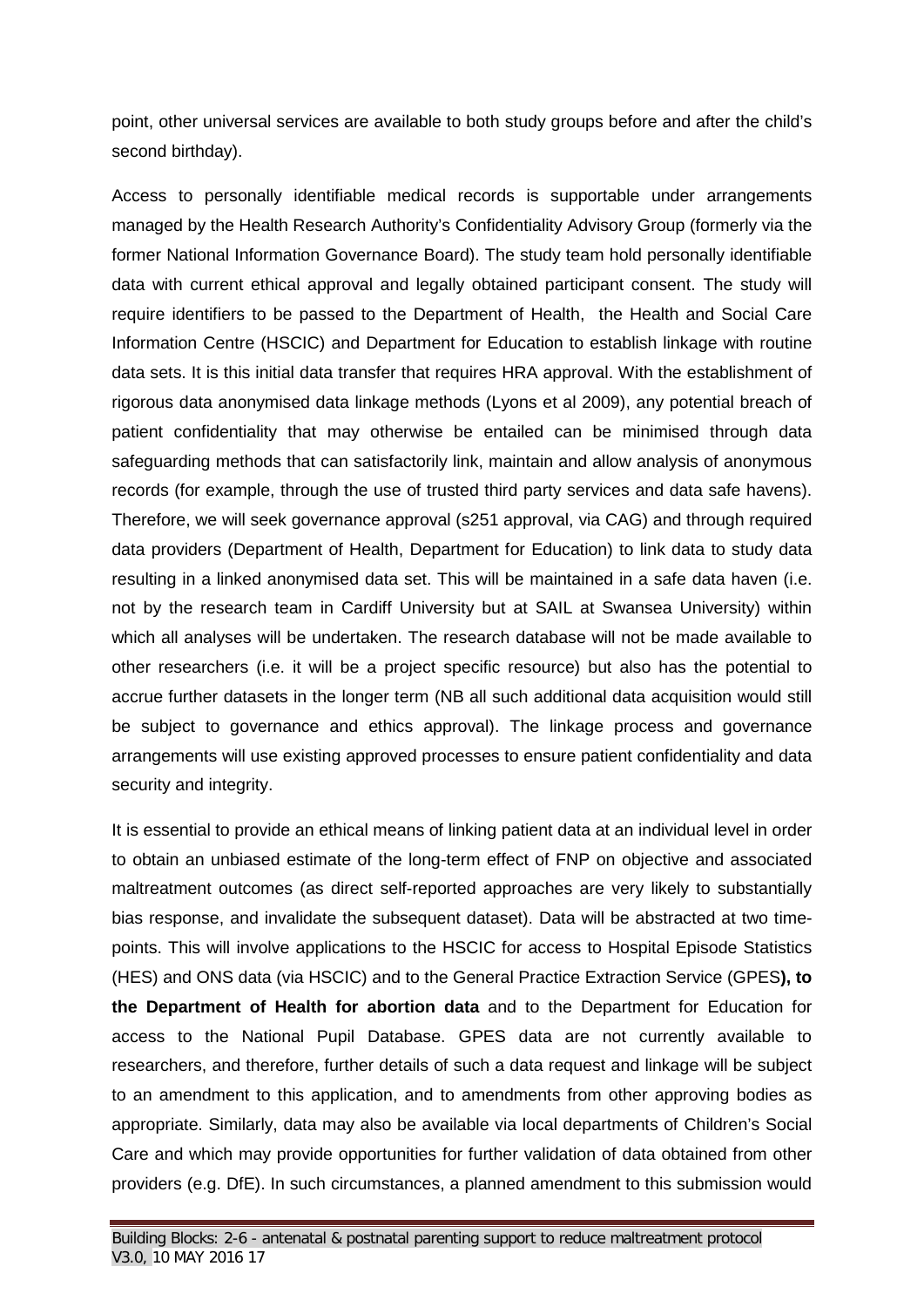point, other universal services are available to both study groups before and after the child's second birthday).

Access to personally identifiable medical records is supportable under arrangements managed by the Health Research Authority's Confidentiality Advisory Group (formerly via the former National Information Governance Board). The study team hold personally identifiable data with current ethical approval and legally obtained participant consent. The study will require identifiers to be passed to the Department of Health, the Health and Social Care Information Centre (HSCIC) and Department for Education to establish linkage with routine data sets. It is this initial data transfer that requires HRA approval. With the establishment of rigorous data anonymised data linkage methods (Lyons et al 2009), any potential breach of patient confidentiality that may otherwise be entailed can be minimised through data safeguarding methods that can satisfactorily link, maintain and allow analysis of anonymous records (for example, through the use of trusted third party services and data safe havens). Therefore, we will seek governance approval (s251 approval, via CAG) and through required data providers (Department of Health, Department for Education) to link data to study data resulting in a linked anonymised data set. This will be maintained in a safe data haven (i.e. not by the research team in Cardiff University but at SAIL at Swansea University) within which all analyses will be undertaken. The research database will not be made available to other researchers (i.e. it will be a project specific resource) but also has the potential to accrue further datasets in the longer term (NB all such additional data acquisition would still be subject to governance and ethics approval). The linkage process and governance arrangements will use existing approved processes to ensure patient confidentiality and data security and integrity.

It is essential to provide an ethical means of linking patient data at an individual level in order to obtain an unbiased estimate of the long-term effect of FNP on objective and associated maltreatment outcomes (as direct self-reported approaches are very likely to substantially bias response, and invalidate the subsequent dataset). Data will be abstracted at two time-points. This will involve applications to the HSCIC for access to Hospital Episode Statistics (HES) and ONS data (via HSCIC) and to the General Practice Extraction Service (GPES**), to the Department of Health for abortion data** and to the Department for Education for access to the National Pupil Database. GPES data are not currently available to researchers, and therefore, further details of such a data request and linkage will be subject to an amendment to this application, and to amendments from other approving bodies as appropriate. Similarly, data may also be available via local departments of Children's Social Care and which may provide opportunities for further validation of data obtained from other providers (e.g. DfE). In such circumstances, a planned amendment to this submission would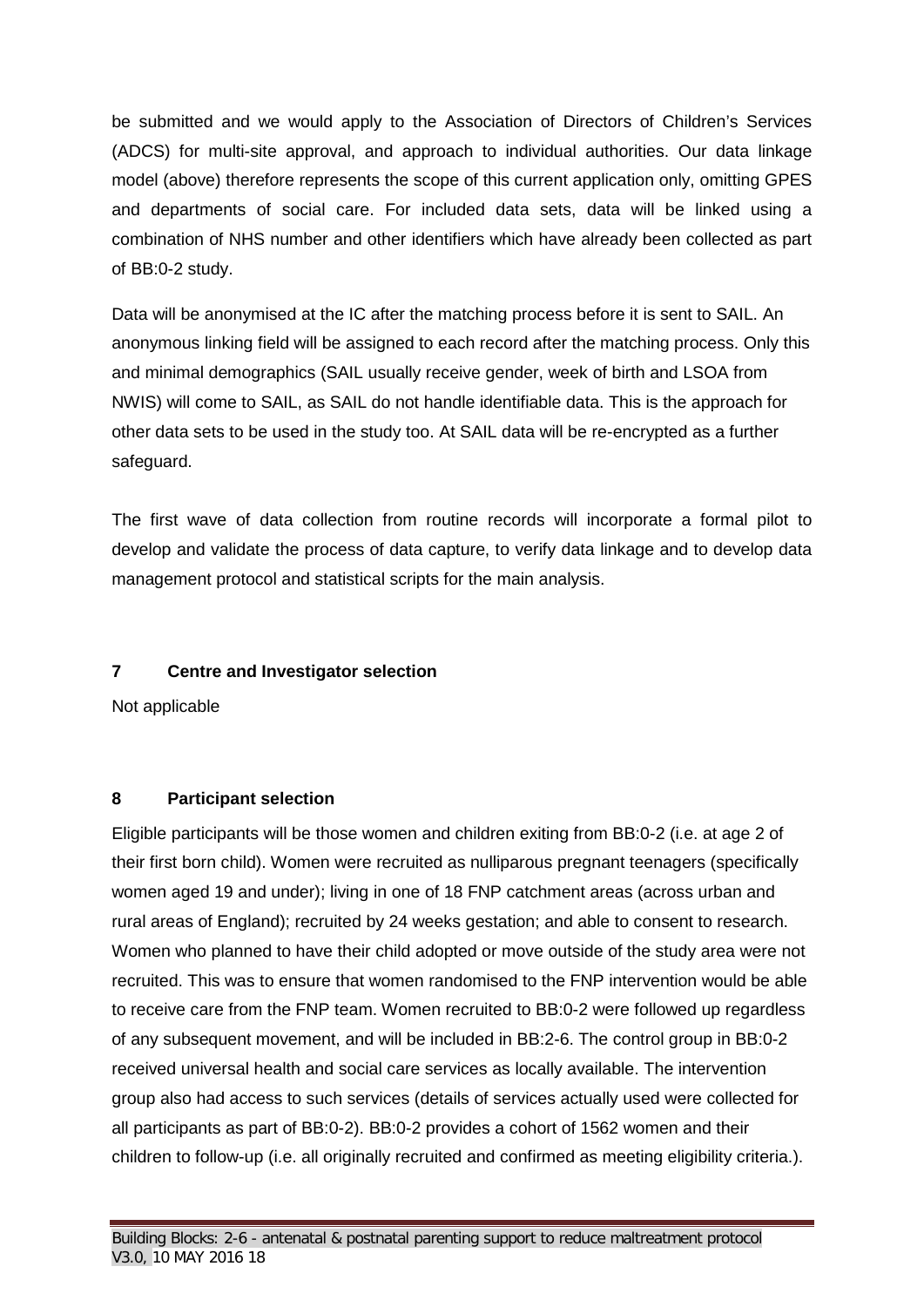be submitted and we would apply to the Association of Directors of Children's Services (ADCS) for multi-site approval, and approach to individual authorities. Our data linkage model (above) therefore represents the scope of this current application only, omitting GPES and departments of social care. For included data sets, data will be linked using a combination of NHS number and other identifiers which have already been collected as part of BB:0-2 study.

Data will be anonymised at the IC after the matching process before it is sent to SAIL. An anonymous linking field will be assigned to each record after the matching process. Only this and minimal demographics (SAIL usually receive gender, week of birth and LSOA from NWIS) will come to SAIL, as SAIL do not handle identifiable data. This is the approach for other data sets to be used in the study too. At SAIL data will be re-encrypted as a further safeguard.

The first wave of data collection from routine records will incorporate a formal pilot to develop and validate the process of data capture, to verify data linkage and to develop data management protocol and statistical scripts for the main analysis.

## 7 Centre and Investigator selection

Not applicable

## 8 Participant selection

Eligible participants will be those women and children exiting from BB:0-2 (i.e. at age 2 of their first born child). Women were recruited as nulliparous pregnant teenagers (specifically women aged 19 and under); living in one of 18 FNP catchment areas (across urban and rural areas of England); recruited by 24 weeks gestation; and able to consent to research. Women who planned to have their child adopted or move outside of the study area were not recruited. This was to ensure that women randomised to the FNP intervention would be able to receive care from the FNP team. Women recruited to BB:0-2 were followed up regardless of any subsequent movement, and will be included in BB:2-6. The control group in BB:0-2 received universal health and social care services as locally available. The intervention group also had access to such services (details of services actually used were collected for all participants as part of BB:0-2). BB:0-2 provides a cohort of 1562 women and their children to follow-up (i.e. all originally recruited and confirmed as meeting eligibility criteria.).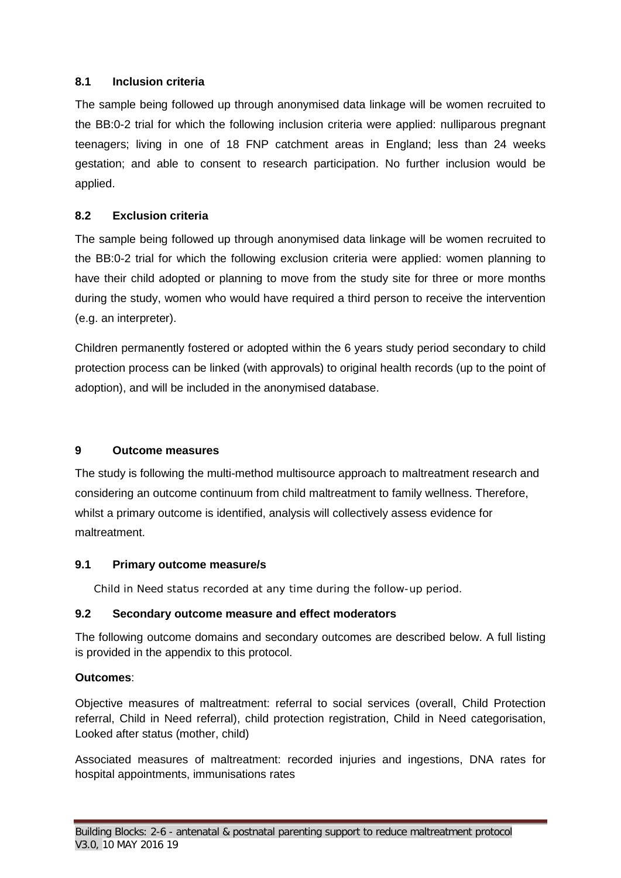### 8.1 Inclusion criteria

The sample being followed up through anonymised data linkage will be women recruited to the BB:0-2 trial for which the following inclusion criteria were applied: nulliparous pregnant teenagers; living in one of 18 FNP catchment areas in England; less than 24 weeks gestation; and able to consent to research participation. No further inclusion would be applied.

### 8.2 Exclusion criteria

The sample being followed up through anonymised data linkage will be women recruited to the BB:0-2 trial for which the following exclusion criteria were applied: women planning to have their child adopted or planning to move from the study site for three or more months during the study, women who would have required a third person to receive the intervention (e.g. an interpreter).

Children permanently fostered or adopted within the 6 years study period secondary to child protection process can be linked (with approvals) to original health records (up to the point of adoption), and will be included in the anonymised database.

## 9 Outcome measures

The study is following the multi-method multisource approach to maltreatment research and considering an outcome continuum from child maltreatment to family wellness. Therefore, whilst a primary outcome is identified, analysis will collectively assess evidence for maltreatment.

### 9.1 Primary outcome measure/s

Child in Need status recorded at any time during the follow-up period.

### 9.2 Secondary outcome measure and effect moderators

The following outcome domains and secondary outcomes are described below. A full listing is provided in the appendix to this protocol.

**Outcomes**:

Objective measures of maltreatment: referral to social services (overall, Child Protection referral, Child in Need referral), child protection registration, Child in Need categorisation, Looked after status (mother, child)

Associated measures of maltreatment: recorded injuries and ingestions, DNA rates for hospital appointments, immunisations rates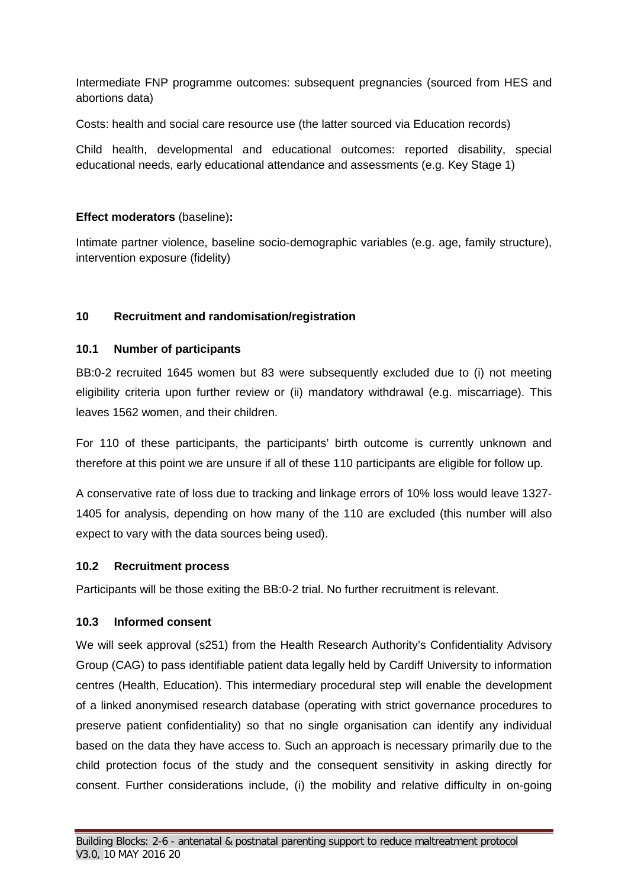Intermediate FNP programme outcomes: subsequent pregnancies (sourced from HES and abortions data)

Costs: health and social care resource use (the latter sourced via Education records)

Child health, developmental and educational outcomes: reported disability, special educational needs, early educational attendance and assessments (e.g. Key Stage 1)

**Effect moderators** (baseline)**:**

Intimate partner violence, baseline socio-demographic variables (e.g. age, family structure), intervention exposure (fidelity)

## 10 Recruitment and randomisation/registration

### 10.1 Number of participants

BB:0-2 recruited 1645 women but 83 were subsequently excluded due to (i) not meeting eligibility criteria upon further review or (ii) mandatory withdrawal (e.g. miscarriage). This leaves 1562 women, and their children.

For 110 of these participants, the participants' birth outcome is currently unknown and therefore at this point we are unsure if all of these 110 participants are eligible for follow up.

A conservative rate of loss due to tracking and linkage errors of 10% loss would leave 1327-1405 for analysis, depending on how many of the 110 are excluded (this number will also expect to vary with the data sources being used).

### 10.2 Recruitment process

Participants will be those exiting the BB:0-2 trial. No further recruitment is relevant.

### 10.3 Informed consent

We will seek approval (s251) from the Health Research Authority's Confidentiality Advisory Group (CAG) to pass identifiable patient data legally held by Cardiff University to information centres (Health, Education). This intermediary procedural step will enable the development of a linked anonymised research database (operating with strict governance procedures to preserve patient confidentiality) so that no single organisation can identify any individual based on the data they have access to. Such an approach is necessary primarily due to the child protection focus of the study and the consequent sensitivity in asking directly for consent. Further considerations include, (i) the mobility and relative difficulty in on-going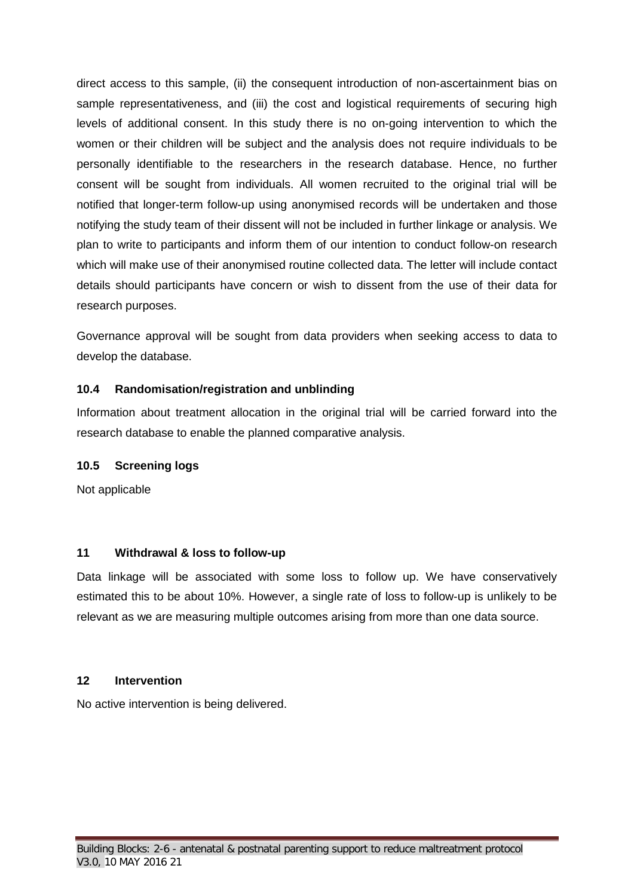direct access to this sample, (ii) the consequent introduction of non-ascertainment bias on sample representativeness, and (iii) the cost and logistical requirements of securing high levels of additional consent. In this study there is no on-going intervention to which the women or their children will be subject and the analysis does not require individuals to be personally identifiable to the researchers in the research database. Hence, no further consent will be sought from individuals. All women recruited to the original trial will be notified that longer-term follow-up using anonymised records will be undertaken and those notifying the study team of their dissent will not be included in further linkage or analysis. We plan to write to participants and inform them of our intention to conduct follow-on research which will make use of their anonymised routine collected data. The letter will include contact details should participants have concern or wish to dissent from the use of their data for research purposes.

Governance approval will be sought from data providers when seeking access to data to develop the database.

### 10.4 Randomisation/registration and unblinding

Information about treatment allocation in the original trial will be carried forward into the research database to enable the planned comparative analysis.

### 10.5 Screening logs

Not applicable

## 11 Withdrawal & loss to follow-up

Data linkage will be associated with some loss to follow up. We have conservatively estimated this to be about 10%. However, a single rate of loss to follow-up is unlikely to be relevant as we are measuring multiple outcomes arising from more than one data source.

## 12 Intervention

No active intervention is being delivered.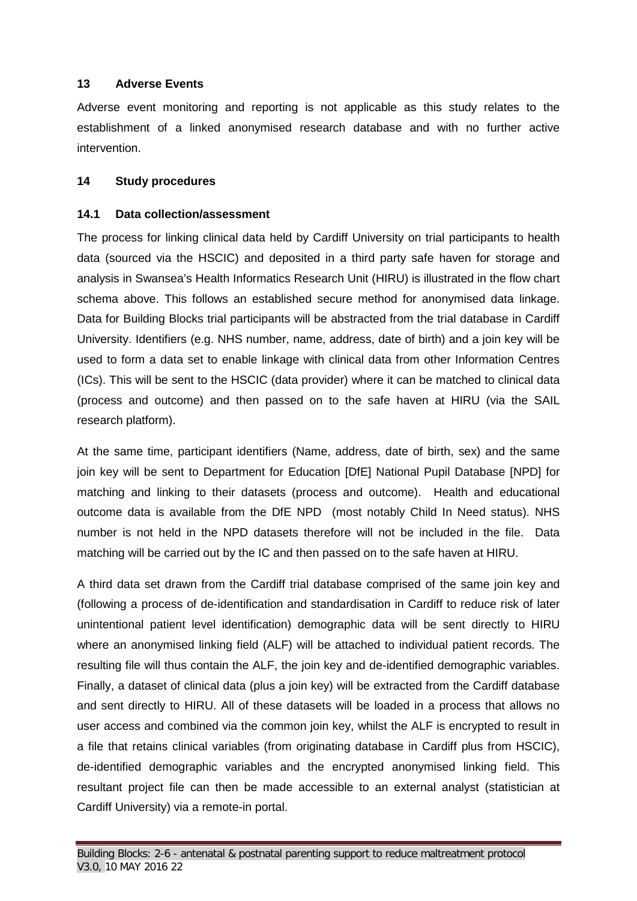## 13 Adverse Events

Adverse event monitoring and reporting is not applicable as this study relates to the establishment of a linked anonymised research database and with no further active intervention.

## 14 Study procedures

### 14.1 Data collection/assessment

The process for linking clinical data held by Cardiff University on trial participants to health data (sourced via the HSCIC) and deposited in a third party safe haven for storage and analysis in Swansea's Health Informatics Research Unit (HIRU) is illustrated in the flow chart schema above. This follows an established secure method for anonymised data linkage. Data for Building Blocks trial participants will be abstracted from the trial database in Cardiff University. Identifiers (e.g. NHS number, name, address, date of birth) and a join key will be used to form a data set to enable linkage with clinical data from other Information Centres (ICs). This will be sent to the HSCIC (data provider) where it can be matched to clinical data (process and outcome) and then passed on to the safe haven at HIRU (via the SAIL research platform).

At the same time, participant identifiers (Name, address, date of birth, sex) and the same join key will be sent to Department for Education [DfE] National Pupil Database [NPD] for matching and linking to their datasets (process and outcome). Health and educational outcome data is available from the DfE NPD (most notably Child In Need status). NHS number is not held in the NPD datasets therefore will not be included in the file. Data matching will be carried out by the IC and then passed on to the safe haven at HIRU.

A third data set drawn from the Cardiff trial database comprised of the same join key and (following a process of de-identification and standardisation in Cardiff to reduce risk of later unintentional patient level identification) demographic data will be sent directly to HIRU where an anonymised linking field (ALF) will be attached to individual patient records. The resulting file will thus contain the ALF, the join key and de-identified demographic variables. Finally, a dataset of clinical data (plus a join key) will be extracted from the Cardiff database and sent directly to HIRU. All of these datasets will be loaded in a process that allows no user access and combined via the common join key, whilst the ALF is encrypted to result in a file that retains clinical variables (from originating database in Cardiff plus from HSCIC), de-identified demographic variables and the encrypted anonymised linking field. This resultant project file can then be made accessible to an external analyst (statistician at Cardiff University) via a remote-in portal.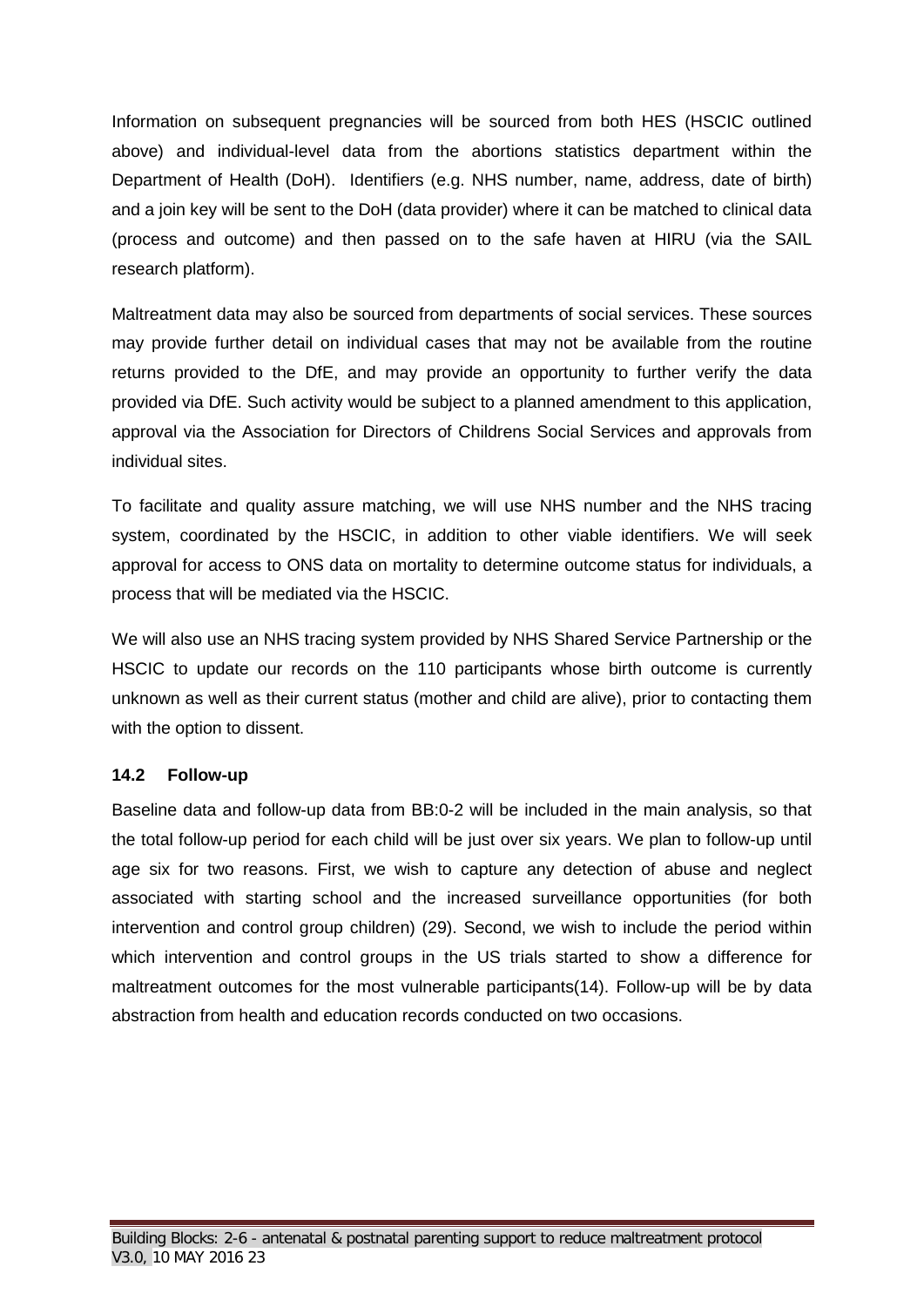Information on subsequent pregnancies will be sourced from both HES (HSCIC outlined above) and individual-level data from the abortions statistics department within the Department of Health (DoH). Identifiers (e.g. NHS number, name, address, date of birth) and a join key will be sent to the DoH (data provider) where it can be matched to clinical data (process and outcome) and then passed on to the safe haven at HIRU (via the SAIL research platform).

Maltreatment data may also be sourced from departments of social services. These sources may provide further detail on individual cases that may not be available from the routine returns provided to the DfE, and may provide an opportunity to further verify the data provided via DfE. Such activity would be subject to a planned amendment to this application, approval via the Association for Directors of Childrens Social Services and approvals from individual sites.

To facilitate and quality assure matching, we will use NHS number and the NHS tracing system, coordinated by the HSCIC, in addition to other viable identifiers. We will seek approval for access to ONS data on mortality to determine outcome status for individuals, a process that will be mediated via the HSCIC.

We will also use an NHS tracing system provided by NHS Shared Service Partnership or the HSCIC to update our records on the 110 participants whose birth outcome is currently unknown as well as their current status (mother and child are alive), prior to contacting them with the option to dissent.

### 14.2 Follow-up

Baseline data and follow-up data from BB:0-2 will be included in the main analysis, so that the total follow-up period for each child will be just over six years. We plan to follow-up until age six for two reasons. First, we wish to capture any detection of abuse and neglect associated with starting school and the increased surveillance opportunities (for both intervention and control group children) (29). Second, we wish to include the period within which intervention and control groups in the US trials started to show a difference for maltreatment outcomes for the most vulnerable participants(14). Follow-up will be by data abstraction from health and education records conducted on two occasions.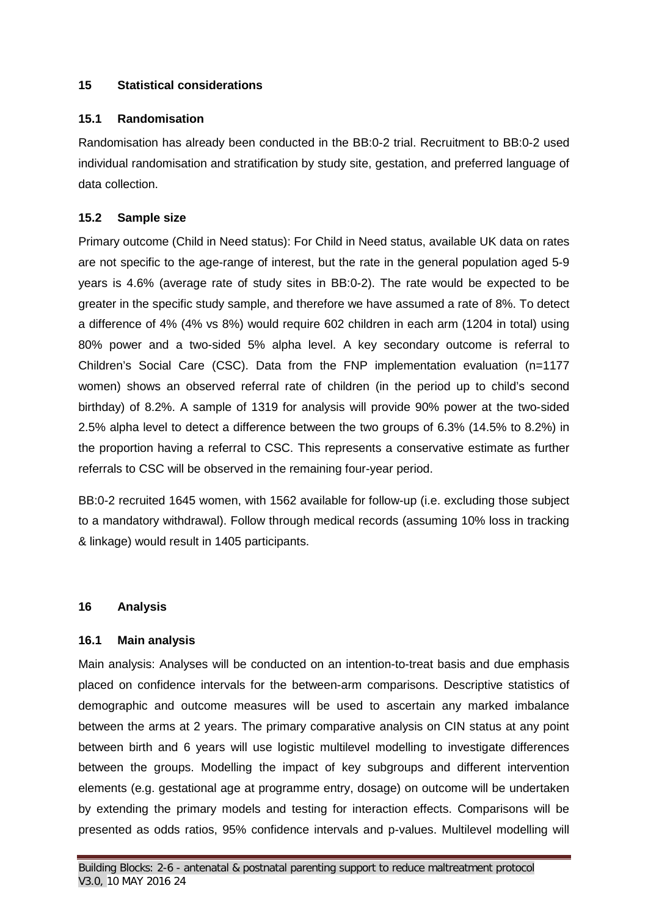## 15 Statistical considerations

### 15.1 Randomisation

Randomisation has already been conducted in the BB:0-2 trial. Recruitment to BB:0-2 used individual randomisation and stratification by study site, gestation, and preferred language of data collection.

### 15.2 Sample size

Primary outcome (Child in Need status): For Child in Need status, available UK data on rates are not specific to the age-range of interest, but the rate in the general population aged 5-9 years is 4.6% (average rate of study sites in BB:0-2). The rate would be expected to be greater in the specific study sample, and therefore we have assumed a rate of 8%. To detect a difference of 4% (4% vs 8%) would require 602 children in each arm (1204 in total) using 80% power and a two-sided 5% alpha level. A key secondary outcome is referral to Children's Social Care (CSC). Data from the FNP implementation evaluation (n=1177 women) shows an observed referral rate of children (in the period up to child's second birthday) of 8.2%. A sample of 1319 for analysis will provide 90% power at the two-sided 2.5% alpha level to detect a difference between the two groups of 6.3% (14.5% to 8.2%) in the proportion having a referral to CSC. This represents a conservative estimate as further referrals to CSC will be observed in the remaining four-year period.

BB:0-2 recruited 1645 women, with 1562 available for follow-up (i.e. excluding those subject to a mandatory withdrawal). Follow through medical records (assuming 10% loss in tracking & linkage) would result in 1405 participants.

## 16 Analysis

### 16.1 Main analysis

Main analysis: Analyses will be conducted on an intention-to-treat basis and due emphasis placed on confidence intervals for the between-arm comparisons. Descriptive statistics of demographic and outcome measures will be used to ascertain any marked imbalance between the arms at 2 years. The primary comparative analysis on CIN status at any point between birth and 6 years will use logistic multilevel modelling to investigate differences between the groups. Modelling the impact of key subgroups and different intervention elements (e.g. gestational age at programme entry, dosage) on outcome will be undertaken by extending the primary models and testing for interaction effects. Comparisons will be presented as odds ratios, 95% confidence intervals and p-values. Multilevel modelling will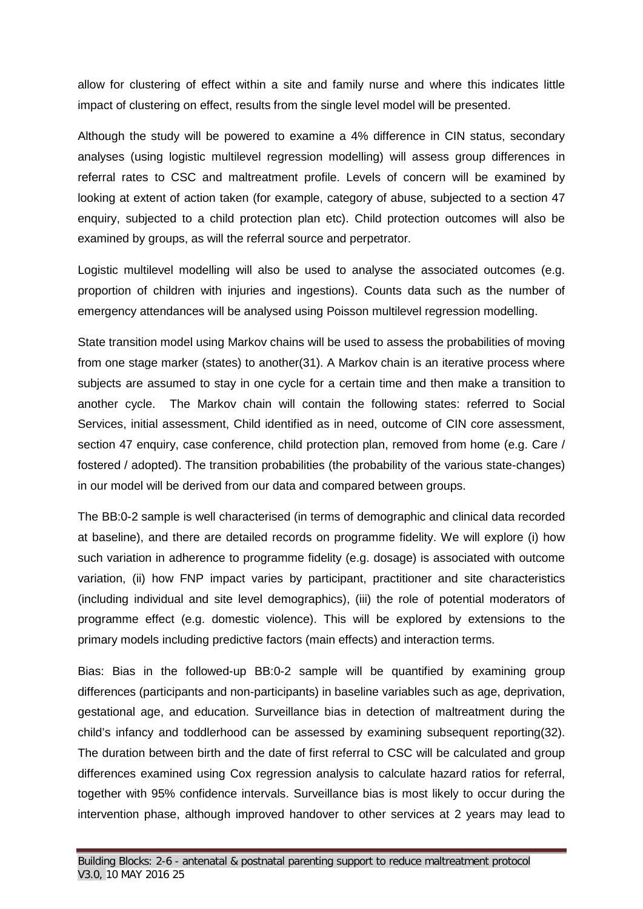allow for clustering of effect within a site and family nurse and where this indicates little impact of clustering on effect, results from the single level model will be presented.

Although the study will be powered to examine a 4% difference in CIN status, secondary analyses (using logistic multilevel regression modelling) will assess group differences in referral rates to CSC and maltreatment profile. Levels of concern will be examined by looking at extent of action taken (for example, category of abuse, subjected to a section 47 enquiry, subjected to a child protection plan etc). Child protection outcomes will also be examined by groups, as will the referral source and perpetrator.

Logistic multilevel modelling will also be used to analyse the associated outcomes (e.g. proportion of children with injuries and ingestions). Counts data such as the number of emergency attendances will be analysed using Poisson multilevel regression modelling.

State transition model using Markov chains will be used to assess the probabilities of moving from one stage marker (states) to another(31). A Markov chain is an iterative process where subjects are assumed to stay in one cycle for a certain time and then make a transition to another cycle. The Markov chain will contain the following states: referred to Social Services, initial assessment, Child identified as in need, outcome of CIN core assessment, section 47 enquiry, case conference, child protection plan, removed from home (e.g. Care / fostered / adopted). The transition probabilities (the probability of the various state-changes) in our model will be derived from our data and compared between groups.

The BB:0-2 sample is well characterised (in terms of demographic and clinical data recorded at baseline), and there are detailed records on programme fidelity. We will explore (i) how such variation in adherence to programme fidelity (e.g. dosage) is associated with outcome variation, (ii) how FNP impact varies by participant, practitioner and site characteristics (including individual and site level demographics), (iii) the role of potential moderators of programme effect (e.g. domestic violence). This will be explored by extensions to the primary models including predictive factors (main effects) and interaction terms.

Bias: Bias in the followed-up BB:0-2 sample will be quantified by examining group differences (participants and non-participants) in baseline variables such as age, deprivation, gestational age, and education. Surveillance bias in detection of maltreatment during the child's infancy and toddlerhood can be assessed by examining subsequent reporting(32). The duration between birth and the date of first referral to CSC will be calculated and group differences examined using Cox regression analysis to calculate hazard ratios for referral, together with 95% confidence intervals. Surveillance bias is most likely to occur during the intervention phase, although improved handover to other services at 2 years may lead to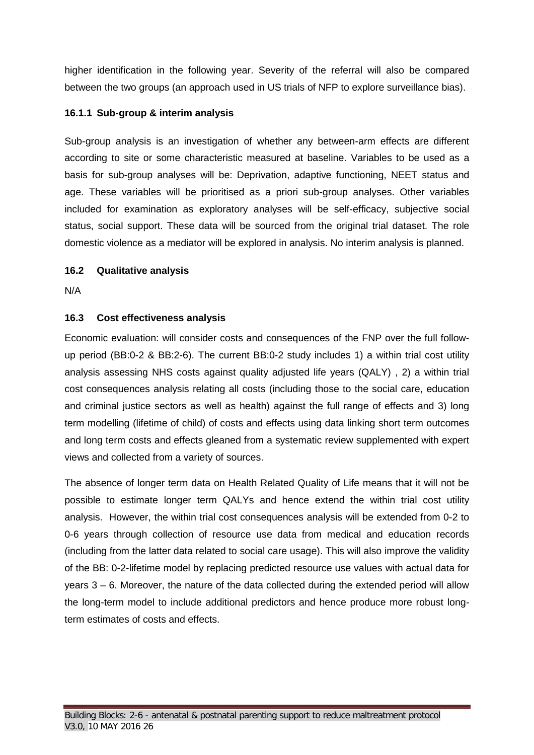higher identification in the following year. Severity of the referral will also be compared between the two groups (an approach used in US trials of NFP to explore surveillance bias).

#### 16.1.1 Sub-group & interim analysis

Sub-group analysis is an investigation of whether any between-arm effects are different according to site or some characteristic measured at baseline. Variables to be used as a basis for sub-group analyses will be: Deprivation, adaptive functioning, NEET status and age. These variables will be prioritised as a priori sub-group analyses. Other variables included for examination as exploratory analyses will be self-efficacy, subjective social status, social support. These data will be sourced from the original trial dataset. The role domestic violence as a mediator will be explored in analysis. No interim analysis is planned.

### 16.2 Qualitative analysis

N/A

### 16.3 Cost effectiveness analysis

Economic evaluation: will consider costs and consequences of the FNP over the full follow-up period (BB:0-2 & BB:2-6). The current BB:0-2 study includes 1) a within trial cost utility analysis assessing NHS costs against quality adjusted life years (QALY) , 2) a within trial cost consequences analysis relating all costs (including those to the social care, education and criminal justice sectors as well as health) against the full range of effects and 3) long term modelling (lifetime of child) of costs and effects using data linking short term outcomes and long term costs and effects gleaned from a systematic review supplemented with expert views and collected from a variety of sources.

The absence of longer term data on Health Related Quality of Life means that it will not be possible to estimate longer term QALYs and hence extend the within trial cost utility analysis. However, the within trial cost consequences analysis will be extended from 0-2 to 0-6 years through collection of resource use data from medical and education records (including from the latter data related to social care usage). This will also improve the validity of the BB: 0-2-lifetime model by replacing predicted resource use values with actual data for years 3 – 6. Moreover, the nature of the data collected during the extended period will allow the long-term model to include additional predictors and hence produce more robust long-term estimates of costs and effects.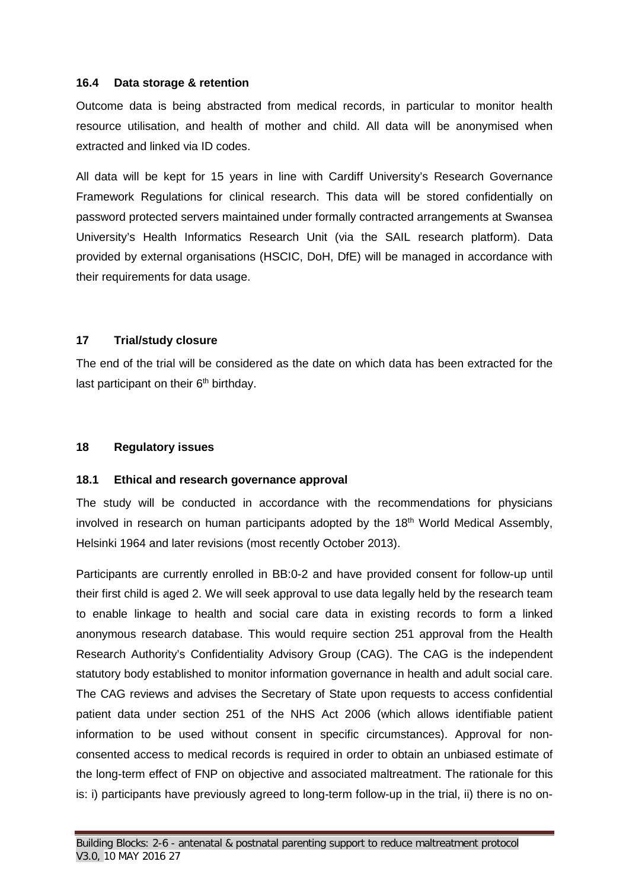### 16.4 Data storage & retention

Outcome data is being abstracted from medical records, in particular to monitor health resource utilisation, and health of mother and child. All data will be anonymised when extracted and linked via ID codes.

All data will be kept for 15 years in line with Cardiff University's Research Governance Framework Regulations for clinical research. This data will be stored confidentially on password protected servers maintained under formally contracted arrangements at Swansea University's Health Informatics Research Unit (via the SAIL research platform). Data provided by external organisations (HSCIC, DoH, DfE) will be managed in accordance with their requirements for data usage.

## 17 Trial/study closure

The end of the trial will be considered as the date on which data has been extracted for the last participant on their 6th birthday.

## 18 Regulatory issues

### 18.1 Ethical and research governance approval

The study will be conducted in accordance with the recommendations for physicians involved in research on human participants adopted by the 18th World Medical Assembly, Helsinki 1964 and later revisions (most recently October 2013).

Participants are currently enrolled in BB:0-2 and have provided consent for follow-up until their first child is aged 2. We will seek approval to use data legally held by the research team to enable linkage to health and social care data in existing records to form a linked anonymous research database. This would require section 251 approval from the Health Research Authority's Confidentiality Advisory Group (CAG). The CAG is the independent statutory body established to monitor information governance in health and adult social care. The CAG reviews and advises the Secretary of State upon requests to access confidential patient data under section 251 of the NHS Act 2006 (which allows identifiable patient information to be used without consent in specific circumstances). Approval for non-consented access to medical records is required in order to obtain an unbiased estimate of the long-term effect of FNP on objective and associated maltreatment. The rationale for this is: i) participants have previously agreed to long-term follow-up in the trial, ii) there is no on-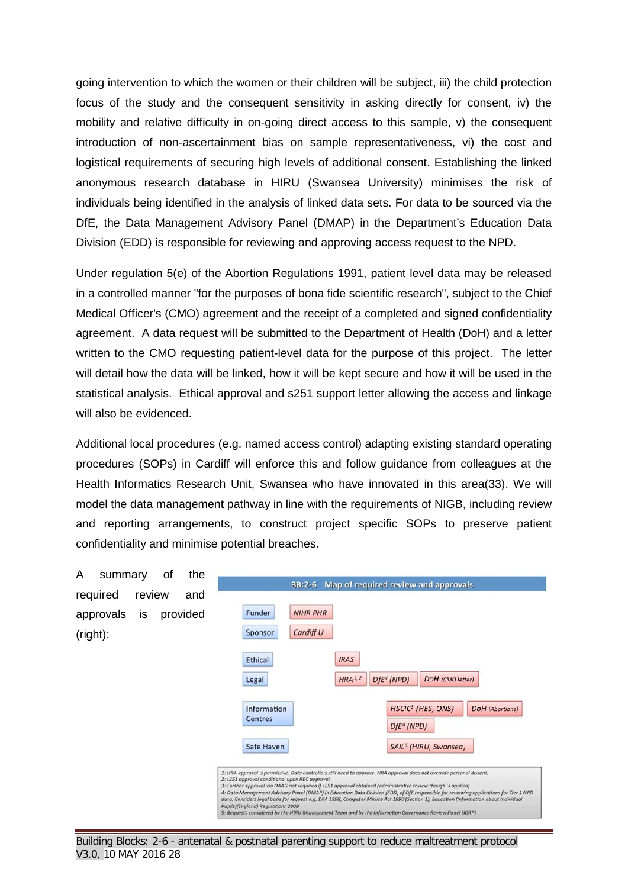going intervention to which the women or their children will be subject, iii) the child protection focus of the study and the consequent sensitivity in asking directly for consent, iv) the mobility and relative difficulty in on-going direct access to this sample, v) the consequent introduction of non-ascertainment bias on sample representativeness, vi) the cost and logistical requirements of securing high levels of additional consent. Establishing the linked anonymous research database in HIRU (Swansea University) minimises the risk of individuals being identified in the analysis of linked data sets. For data to be sourced via the DfE, the Data Management Advisory Panel (DMAP) in the Department's Education Data Division (EDD) is responsible for reviewing and approving access request to the NPD.

Under regulation 5(e) of the Abortion Regulations 1991, patient level data may be released in a controlled manner "for the purposes of bona fide scientific research", subject to the Chief Medical Officer's (CMO) agreement and the receipt of a completed and signed confidentiality agreement. A data request will be submitted to the Department of Health (DoH) and a letter written to the CMO requesting patient-level data for the purpose of this project. The letter will detail how the data will be linked, how it will be kept secure and how it will be used in the statistical analysis. Ethical approval and s251 support letter allowing the access and linkage will also be evidenced.

Additional local procedures (e.g. named access control) adapting existing standard operating procedures (SOPs) in Cardiff will enforce this and follow guidance from colleagues at the Health Informatics Research Unit, Swansea who have innovated in this area(33). We will model the data management pathway in line with the requirements of NIGB, including review and reporting arrangements, to construct project specific SOPs to preserve patient confidentiality and minimise potential breaches.

A summary of the required review and approvals is provided (right):

**BB:2-6 Map of required review and approvals**

| | | | |
|---|---|---|---|
| Funder | *NIHR PHR* | | |
| Sponsor | *Cardiff U* | | |
| Ethical | *IRAS* | | |
| Legal | *HRA[1, 2]* | *DfE[4] (NPD)* | *DoH (CMO letter)* |
| Information Centres | *HSCIC[3] (HES, ONS)* | *DoH (Abortions)* | |
| | *DfE[4] (NPD)* | | |
| Safe Haven | *SAIL[5] (HIRU, Swansea)* | | |

*1: HRA approval is permissive. Data controllers still need to approve. HRA approval does not override personal dissent.*
*2: s251 approval conditional upon REC approval*
*3: Further approval via DAAG not required if s251 approval obtained (administrative review though is applied)*
*4: Data Management Advisory Panel (DMAP) in Education Data Division (EDD) of DfE responsible for reviewing applications for Tier 1 NPD data. Considers legal basis for request e.g. DPA 1998, Computer Misuse Act 1990 (Section 1), Education (Information about Individual Pupils)(England) Regulations 2009*
*5: Requests considered by the HIRU Management Team and by the Information Governance Review Panel (IGRP)*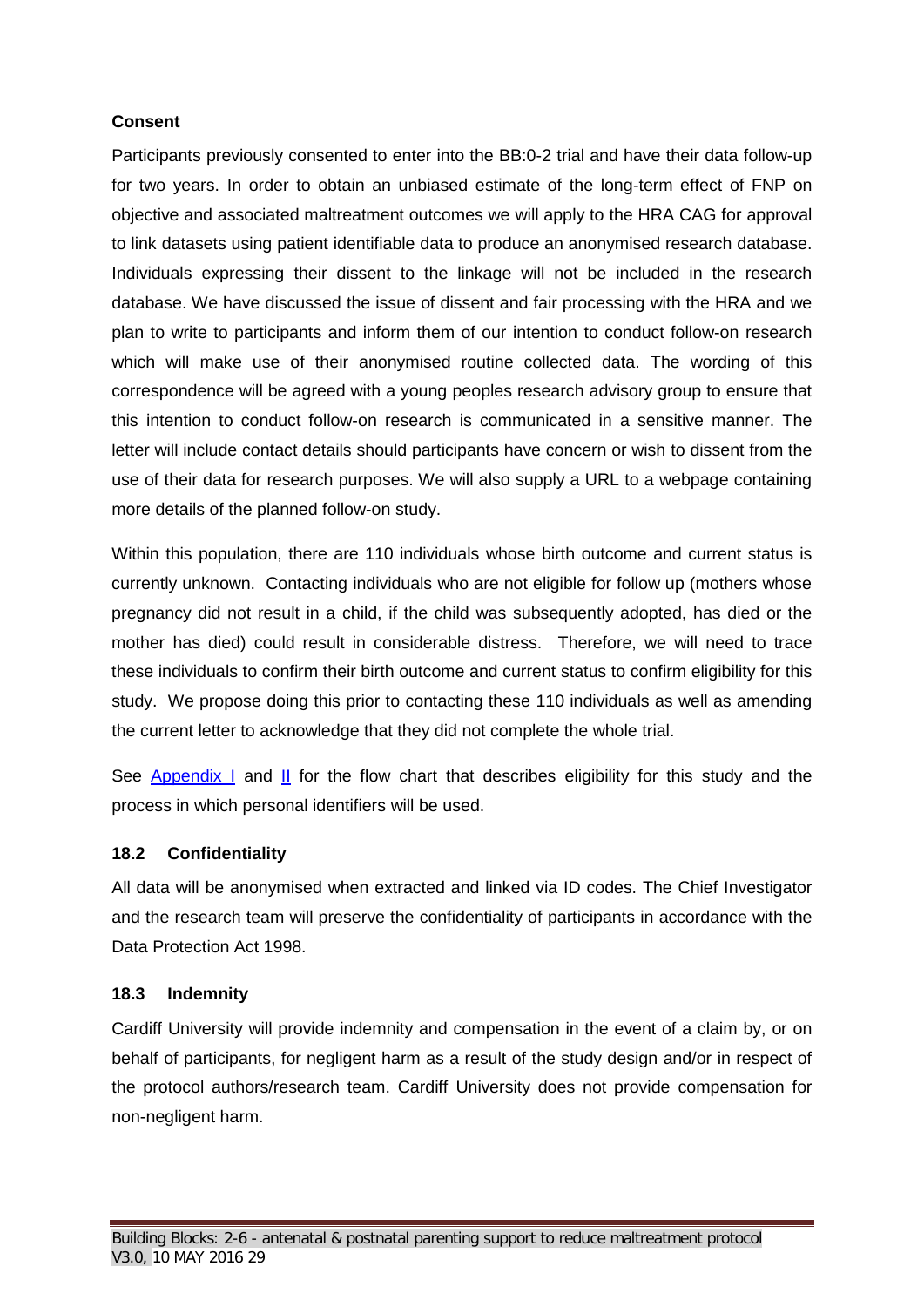**Consent**

Participants previously consented to enter into the BB:0-2 trial and have their data follow-up for two years. In order to obtain an unbiased estimate of the long-term effect of FNP on objective and associated maltreatment outcomes we will apply to the HRA CAG for approval to link datasets using patient identifiable data to produce an anonymised research database. Individuals expressing their dissent to the linkage will not be included in the research database. We have discussed the issue of dissent and fair processing with the HRA and we plan to write to participants and inform them of our intention to conduct follow-on research which will make use of their anonymised routine collected data. The wording of this correspondence will be agreed with a young peoples research advisory group to ensure that this intention to conduct follow-on research is communicated in a sensitive manner. The letter will include contact details should participants have concern or wish to dissent from the use of their data for research purposes. We will also supply a URL to a webpage containing more details of the planned follow-on study.

Within this population, there are 110 individuals whose birth outcome and current status is currently unknown. Contacting individuals who are not eligible for follow up (mothers whose pregnancy did not result in a child, if the child was subsequently adopted, has died or the mother has died) could result in considerable distress. Therefore, we will need to trace these individuals to confirm their birth outcome and current status to confirm eligibility for this study. We propose doing this prior to contacting these 110 individuals as well as amending the current letter to acknowledge that they did not complete the whole trial.

See Appendix I and II for the flow chart that describes eligibility for this study and the process in which personal identifiers will be used.

### 18.2 Confidentiality

All data will be anonymised when extracted and linked via ID codes. The Chief Investigator and the research team will preserve the confidentiality of participants in accordance with the Data Protection Act 1998.

### 18.3 Indemnity

Cardiff University will provide indemnity and compensation in the event of a claim by, or on behalf of participants, for negligent harm as a result of the study design and/or in respect of the protocol authors/research team. Cardiff University does not provide compensation for non-negligent harm.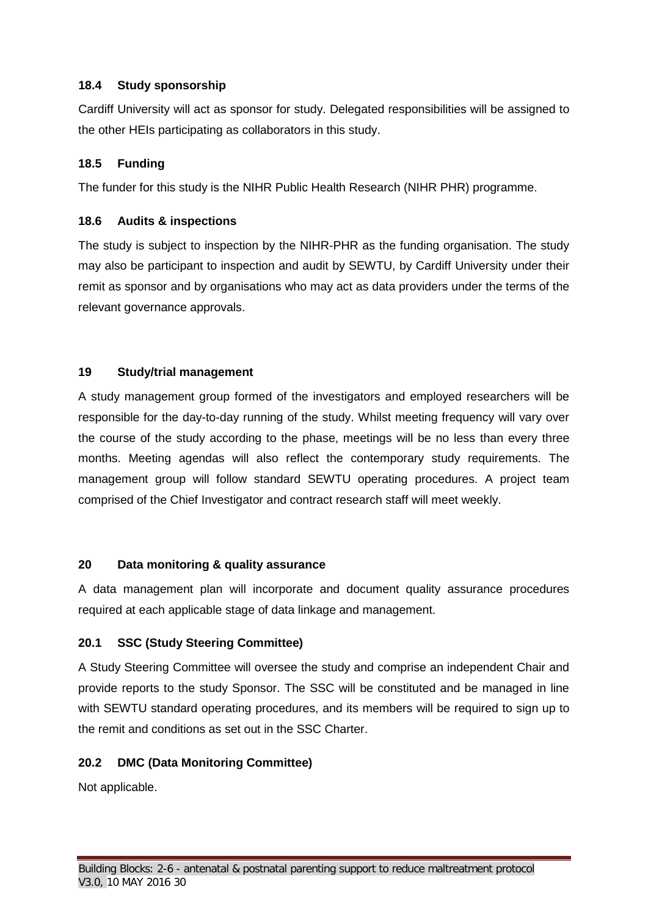### 18.4 Study sponsorship

Cardiff University will act as sponsor for study. Delegated responsibilities will be assigned to the other HEIs participating as collaborators in this study.

### 18.5 Funding

The funder for this study is the NIHR Public Health Research (NIHR PHR) programme.

### 18.6 Audits & inspections

The study is subject to inspection by the NIHR-PHR as the funding organisation. The study may also be participant to inspection and audit by SEWTU, by Cardiff University under their remit as sponsor and by organisations who may act as data providers under the terms of the relevant governance approvals.

## 19 Study/trial management

A study management group formed of the investigators and employed researchers will be responsible for the day-to-day running of the study. Whilst meeting frequency will vary over the course of the study according to the phase, meetings will be no less than every three months. Meeting agendas will also reflect the contemporary study requirements. The management group will follow standard SEWTU operating procedures. A project team comprised of the Chief Investigator and contract research staff will meet weekly.

## 20 Data monitoring & quality assurance

A data management plan will incorporate and document quality assurance procedures required at each applicable stage of data linkage and management.

### 20.1 SSC (Study Steering Committee)

A Study Steering Committee will oversee the study and comprise an independent Chair and provide reports to the study Sponsor. The SSC will be constituted and be managed in line with SEWTU standard operating procedures, and its members will be required to sign up to the remit and conditions as set out in the SSC Charter.

### 20.2 DMC (Data Monitoring Committee)

Not applicable.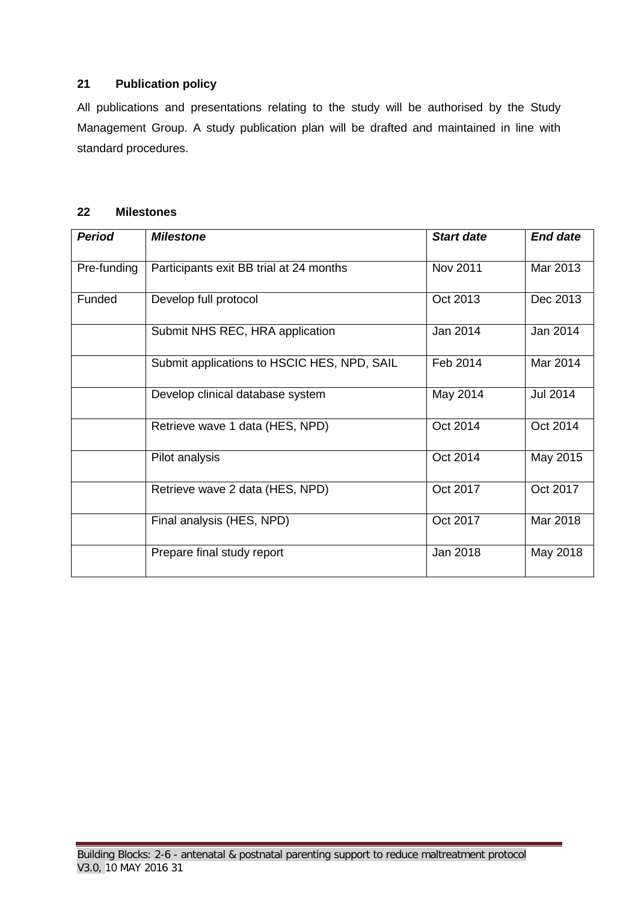## 21 Publication policy

All publications and presentations relating to the study will be authorised by the Study Management Group. A study publication plan will be drafted and maintained in line with standard procedures.

## 22 Milestones

| ***Period*** | ***Milestone*** | ***Start date*** | ***End date*** |
|---|---|---|---|
| Pre-funding | Participants exit BB trial at 24 months | Nov 2011 | Mar 2013 |
| Funded | Develop full protocol | Oct 2013 | Dec 2013 |
| | Submit NHS REC, HRA application | Jan 2014 | Jan 2014 |
| | Submit applications to HSCIC HES, NPD, SAIL | Feb 2014 | Mar 2014 |
| | Develop clinical database system | May 2014 | Jul 2014 |
| | Retrieve wave 1 data (HES, NPD) | Oct 2014 | Oct 2014 |
| | Pilot analysis | Oct 2014 | May 2015 |
| | Retrieve wave 2 data (HES, NPD) | Oct 2017 | Oct 2017 |
| | Final analysis (HES, NPD) | Oct 2017 | Mar 2018 |
| | Prepare final study report | Jan 2018 | May 2018 |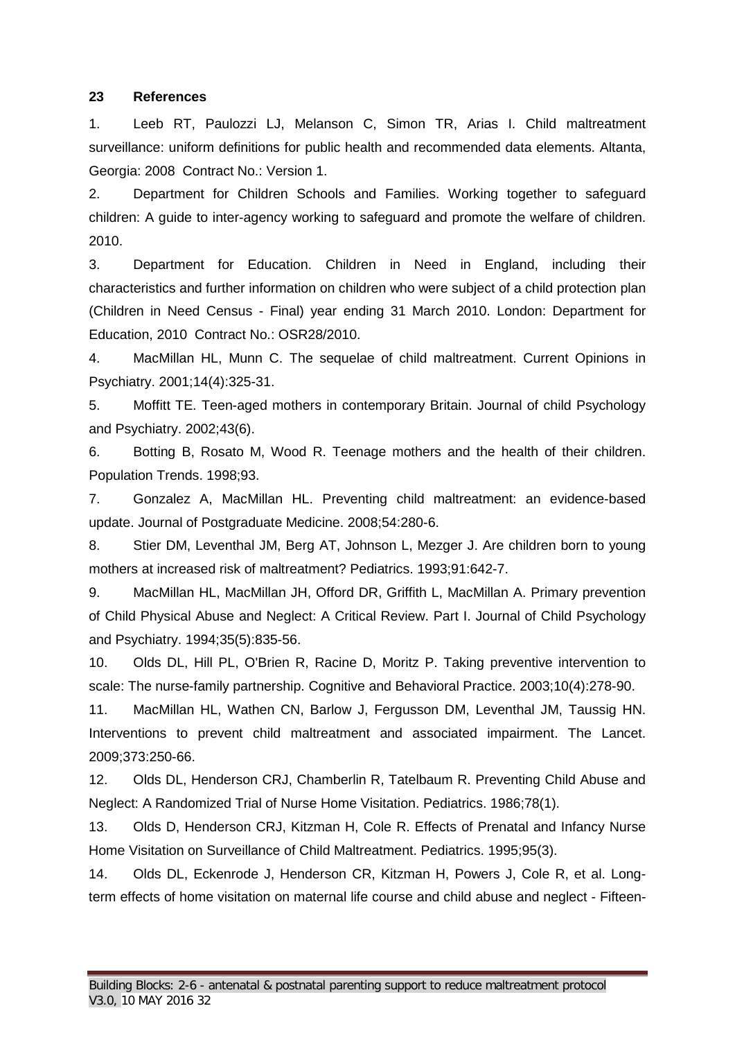## 23 References

1. Leeb RT, Paulozzi LJ, Melanson C, Simon TR, Arias I. Child maltreatment surveillance: uniform definitions for public health and recommended data elements. Altanta, Georgia: 2008 Contract No.: Version 1.

2. Department for Children Schools and Families. Working together to safeguard children: A guide to inter-agency working to safeguard and promote the welfare of children. 2010.

3. Department for Education. Children in Need in England, including their characteristics and further information on children who were subject of a child protection plan (Children in Need Census - Final) year ending 31 March 2010. London: Department for Education, 2010 Contract No.: OSR28/2010.

4. MacMillan HL, Munn C. The sequelae of child maltreatment. Current Opinions in Psychiatry. 2001;14(4):325-31.

5. Moffitt TE. Teen-aged mothers in contemporary Britain. Journal of child Psychology and Psychiatry. 2002;43(6).

6. Botting B, Rosato M, Wood R. Teenage mothers and the health of their children. Population Trends. 1998;93.

7. Gonzalez A, MacMillan HL. Preventing child maltreatment: an evidence-based update. Journal of Postgraduate Medicine. 2008;54:280-6.

8. Stier DM, Leventhal JM, Berg AT, Johnson L, Mezger J. Are children born to young mothers at increased risk of maltreatment? Pediatrics. 1993;91:642-7.

9. MacMillan HL, MacMillan JH, Offord DR, Griffith L, MacMillan A. Primary prevention of Child Physical Abuse and Neglect: A Critical Review. Part I. Journal of Child Psychology and Psychiatry. 1994;35(5):835-56.

10. Olds DL, Hill PL, O'Brien R, Racine D, Moritz P. Taking preventive intervention to scale: The nurse-family partnership. Cognitive and Behavioral Practice. 2003;10(4):278-90.

11. MacMillan HL, Wathen CN, Barlow J, Fergusson DM, Leventhal JM, Taussig HN. Interventions to prevent child maltreatment and associated impairment. The Lancet. 2009;373:250-66.

12. Olds DL, Henderson CRJ, Chamberlin R, Tatelbaum R. Preventing Child Abuse and Neglect: A Randomized Trial of Nurse Home Visitation. Pediatrics. 1986;78(1).

13. Olds D, Henderson CRJ, Kitzman H, Cole R. Effects of Prenatal and Infancy Nurse Home Visitation on Surveillance of Child Maltreatment. Pediatrics. 1995;95(3).

14. Olds DL, Eckenrode J, Henderson CR, Kitzman H, Powers J, Cole R, et al. Long-term effects of home visitation on maternal life course and child abuse and neglect - Fifteen-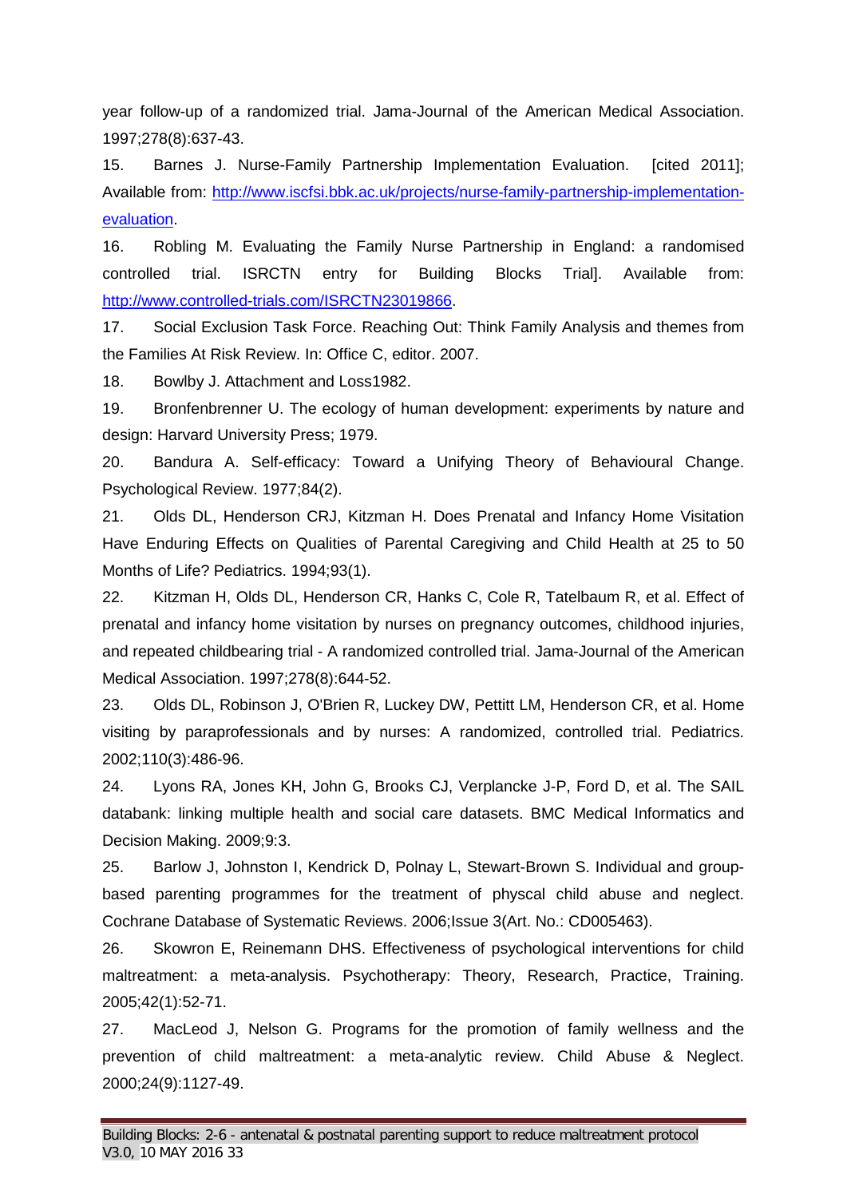year follow-up of a randomized trial. Jama-Journal of the American Medical Association. 1997;278(8):637-43.

15. Barnes J. Nurse-Family Partnership Implementation Evaluation. [cited 2011]; Available from: [http://www.iscfsi.bbk.ac.uk/projects/nurse-family-partnership-implementation-evaluation](http://www.iscfsi.bbk.ac.uk/projects/nurse-family-partnership-implementation-evaluation).

16. Robling M. Evaluating the Family Nurse Partnership in England: a randomised controlled trial. ISRCTN entry for Building Blocks Trial]. Available from: [http://www.controlled-trials.com/ISRCTN23019866](http://www.controlled-trials.com/ISRCTN23019866).

17. Social Exclusion Task Force. Reaching Out: Think Family Analysis and themes from the Families At Risk Review. In: Office C, editor. 2007.

18. Bowlby J. Attachment and Loss1982.

19. Bronfenbrenner U. The ecology of human development: experiments by nature and design: Harvard University Press; 1979.

20. Bandura A. Self-efficacy: Toward a Unifying Theory of Behavioural Change. Psychological Review. 1977;84(2).

21. Olds DL, Henderson CRJ, Kitzman H. Does Prenatal and Infancy Home Visitation Have Enduring Effects on Qualities of Parental Caregiving and Child Health at 25 to 50 Months of Life? Pediatrics. 1994;93(1).

22. Kitzman H, Olds DL, Henderson CR, Hanks C, Cole R, Tatelbaum R, et al. Effect of prenatal and infancy home visitation by nurses on pregnancy outcomes, childhood injuries, and repeated childbearing trial - A randomized controlled trial. Jama-Journal of the American Medical Association. 1997;278(8):644-52.

23. Olds DL, Robinson J, O'Brien R, Luckey DW, Pettitt LM, Henderson CR, et al. Home visiting by paraprofessionals and by nurses: A randomized, controlled trial. Pediatrics. 2002;110(3):486-96.

24. Lyons RA, Jones KH, John G, Brooks CJ, Verplancke J-P, Ford D, et al. The SAIL databank: linking multiple health and social care datasets. BMC Medical Informatics and Decision Making. 2009;9:3.

25. Barlow J, Johnston I, Kendrick D, Polnay L, Stewart-Brown S. Individual and group-based parenting programmes for the treatment of physcal child abuse and neglect. Cochrane Database of Systematic Reviews. 2006;Issue 3(Art. No.: CD005463).

26. Skowron E, Reinemann DHS. Effectiveness of psychological interventions for child maltreatment: a meta-analysis. Psychotherapy: Theory, Research, Practice, Training. 2005;42(1):52-71.

27. MacLeod J, Nelson G. Programs for the promotion of family wellness and the prevention of child maltreatment: a meta-analytic review. Child Abuse & Neglect. 2000;24(9):1127-49.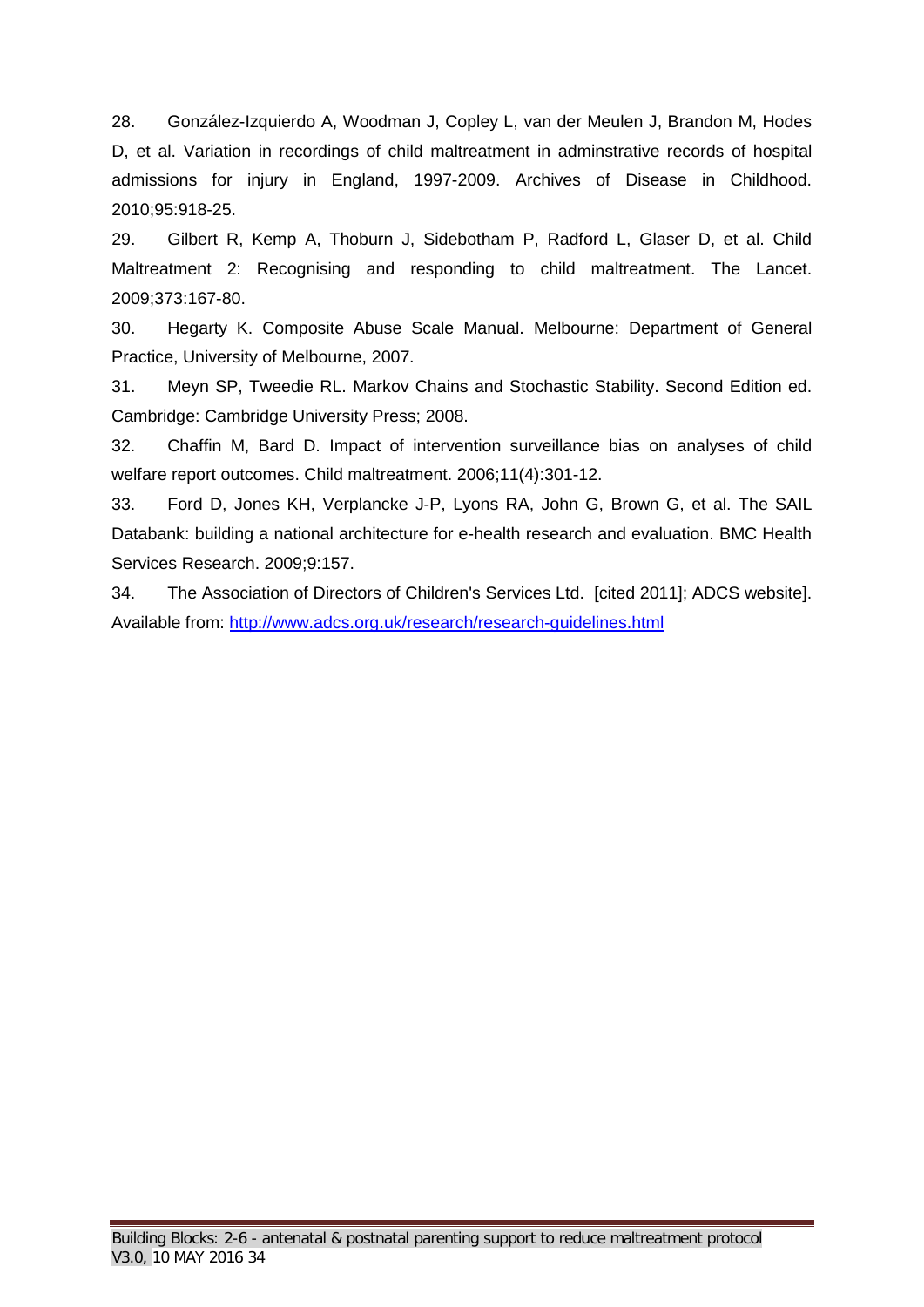28. González-Izquierdo A, Woodman J, Copley L, van der Meulen J, Brandon M, Hodes D, et al. Variation in recordings of child maltreatment in adminstrative records of hospital admissions for injury in England, 1997-2009. Archives of Disease in Childhood. 2010;95:918-25.

29. Gilbert R, Kemp A, Thoburn J, Sidebotham P, Radford L, Glaser D, et al. Child Maltreatment 2: Recognising and responding to child maltreatment. The Lancet. 2009;373:167-80.

30. Hegarty K. Composite Abuse Scale Manual. Melbourne: Department of General Practice, University of Melbourne, 2007.

31. Meyn SP, Tweedie RL. Markov Chains and Stochastic Stability. Second Edition ed. Cambridge: Cambridge University Press; 2008.

32. Chaffin M, Bard D. Impact of intervention surveillance bias on analyses of child welfare report outcomes. Child maltreatment. 2006;11(4):301-12.

33. Ford D, Jones KH, Verplancke J-P, Lyons RA, John G, Brown G, et al. The SAIL Databank: building a national architecture for e-health research and evaluation. BMC Health Services Research. 2009;9:157.

34. The Association of Directors of Children's Services Ltd. [cited 2011]; ADCS website]. Available from: http://www.adcs.org.uk/research/research-guidelines.html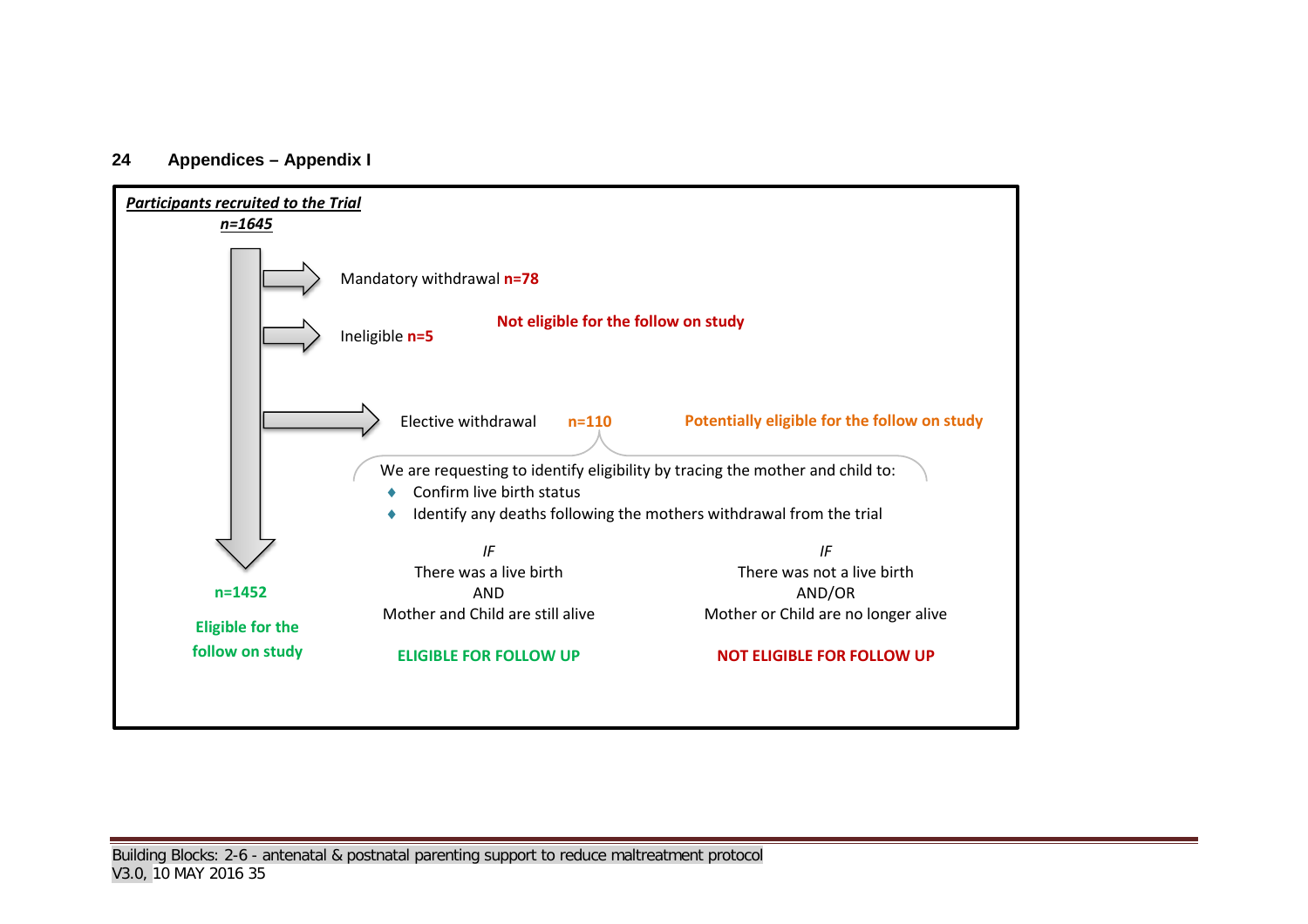## 24 Appendices – Appendix I

***Participants recruited to the Trial***

***n=1645***

Mandatory withdrawal **n=78**

Ineligible **n=5**

**Not eligible for the follow on study**

Elective withdrawal **n=110**

**Potentially eligible for the follow on study**

We are requesting to identify eligibility by tracing the mother and child to:

- Confirm live birth status
- Identify any deaths following the mothers withdrawal from the trial

*IF*
There was a live birth
AND
Mother and Child are still alive

**ELIGIBLE FOR FOLLOW UP**

*IF*
There was not a live birth
AND/OR
Mother or Child are no longer alive

**NOT ELIGIBLE FOR FOLLOW UP**

**n=1452**

**Eligible for the follow on study**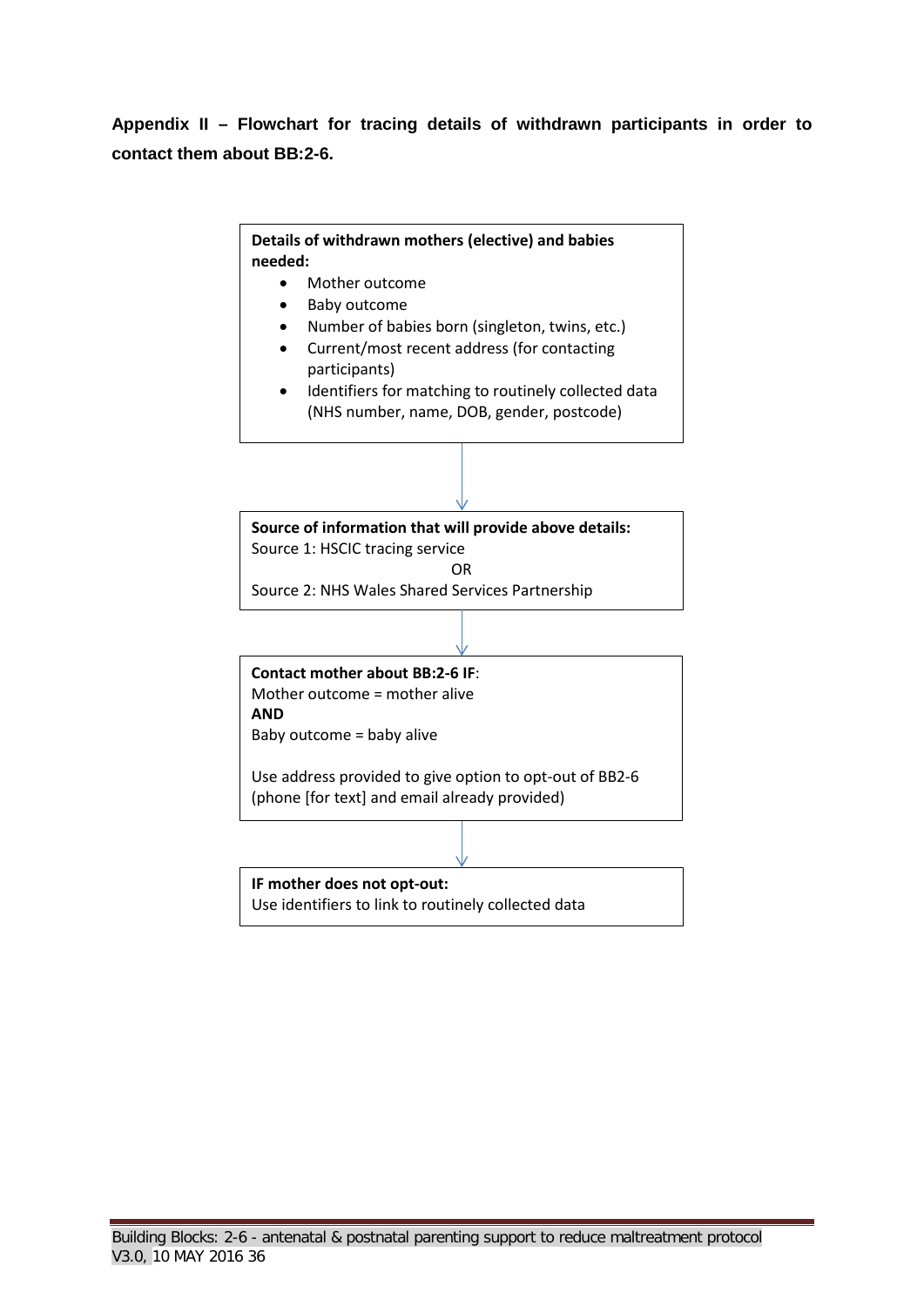**Appendix II – Flowchart for tracing details of withdrawn participants in order to contact them about BB:2-6.**

**Details of withdrawn mothers (elective) and babies needed:**

- Mother outcome
- Baby outcome
- Number of babies born (singleton, twins, etc.)
- Current/most recent address (for contacting participants)
- Identifiers for matching to routinely collected data (NHS number, name, DOB, gender, postcode)

↓

**Source of information that will provide above details:**
Source 1: HSCIC tracing service
OR
Source 2: NHS Wales Shared Services Partnership

↓

**Contact mother about BB:2-6 IF**:
Mother outcome = mother alive
**AND**
Baby outcome = baby alive

Use address provided to give option to opt-out of BB2-6 (phone [for text] and email already provided)

↓

**IF mother does not opt-out:**
Use identifiers to link to routinely collected data